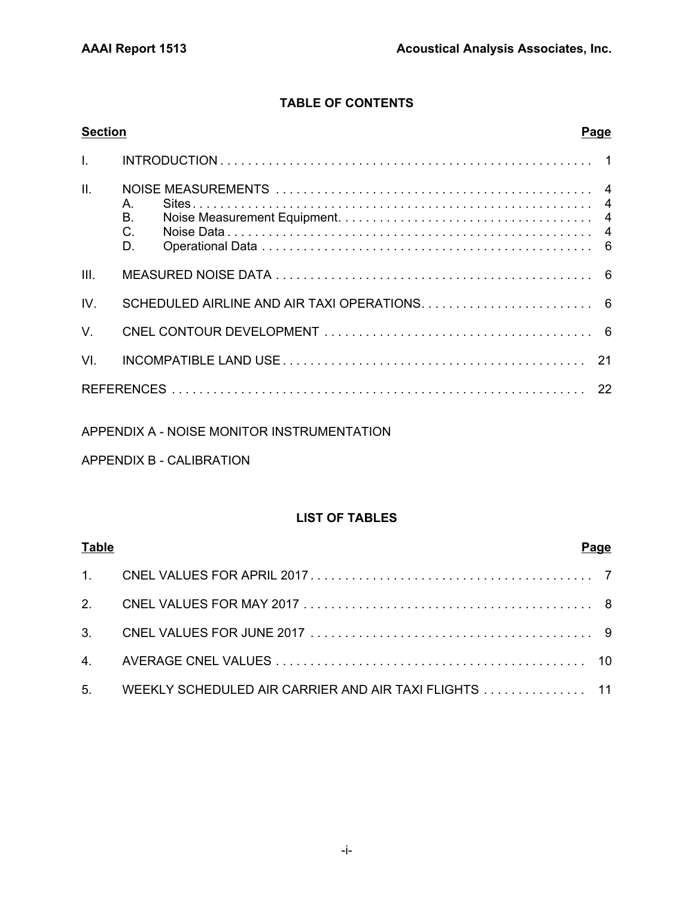## TABLE OF CONTENTS

| Section | | Page |
|---|---|---|
| I. | INTRODUCTION | 1 |
| II. | NOISE MEASUREMENTS | 4 |
| | A. Sites | 4 |
| | B. Noise Measurement Equipment | 4 |
| | C. Noise Data | 4 |
| | D. Operational Data | 6 |
| III. | MEASURED NOISE DATA | 6 |
| IV. | SCHEDULED AIRLINE AND AIR TAXI OPERATIONS | 6 |
| V. | CNEL CONTOUR DEVELOPMENT | 6 |
| VI. | INCOMPATIBLE LAND USE | 21 |
| REFERENCES | | 22 |

APPENDIX A - NOISE MONITOR INSTRUMENTATION

APPENDIX B - CALIBRATION

## LIST OF TABLES

| Table | | Page |
|---|---|---|
| 1. | CNEL VALUES FOR APRIL 2017 | 7 |
| 2. | CNEL VALUES FOR MAY 2017 | 8 |
| 3. | CNEL VALUES FOR JUNE 2017 | 9 |
| 4. | AVERAGE CNEL VALUES | 10 |
| 5. | WEEKLY SCHEDULED AIR CARRIER AND AIR TAXI FLIGHTS | 11 |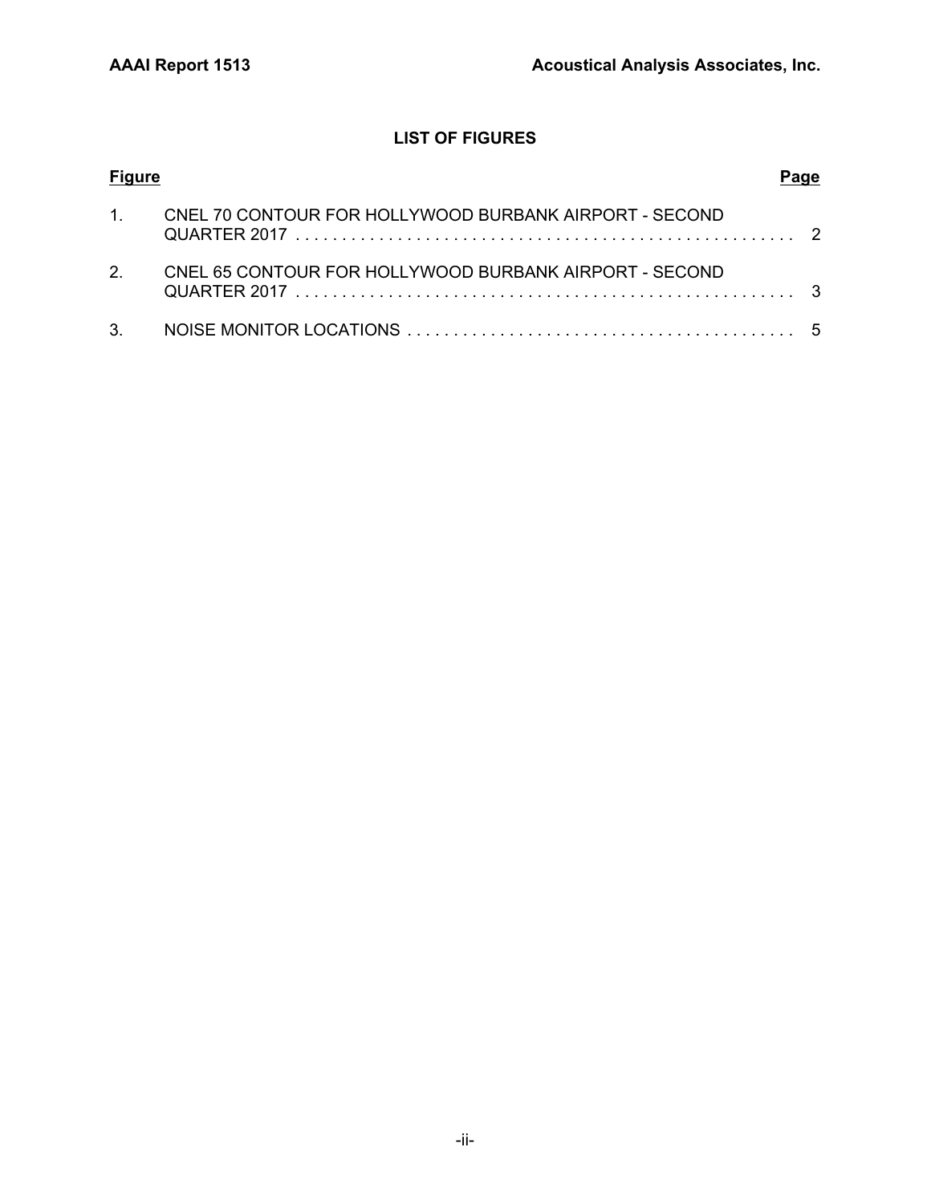## LIST OF FIGURES

| Figure | | Page |
|---|---|---|
| 1. | CNEL 70 CONTOUR FOR HOLLYWOOD BURBANK AIRPORT - SECOND QUARTER 2017 | 2 |
| 2. | CNEL 65 CONTOUR FOR HOLLYWOOD BURBANK AIRPORT - SECOND QUARTER 2017 | 3 |
| 3. | NOISE MONITOR LOCATIONS | 5 |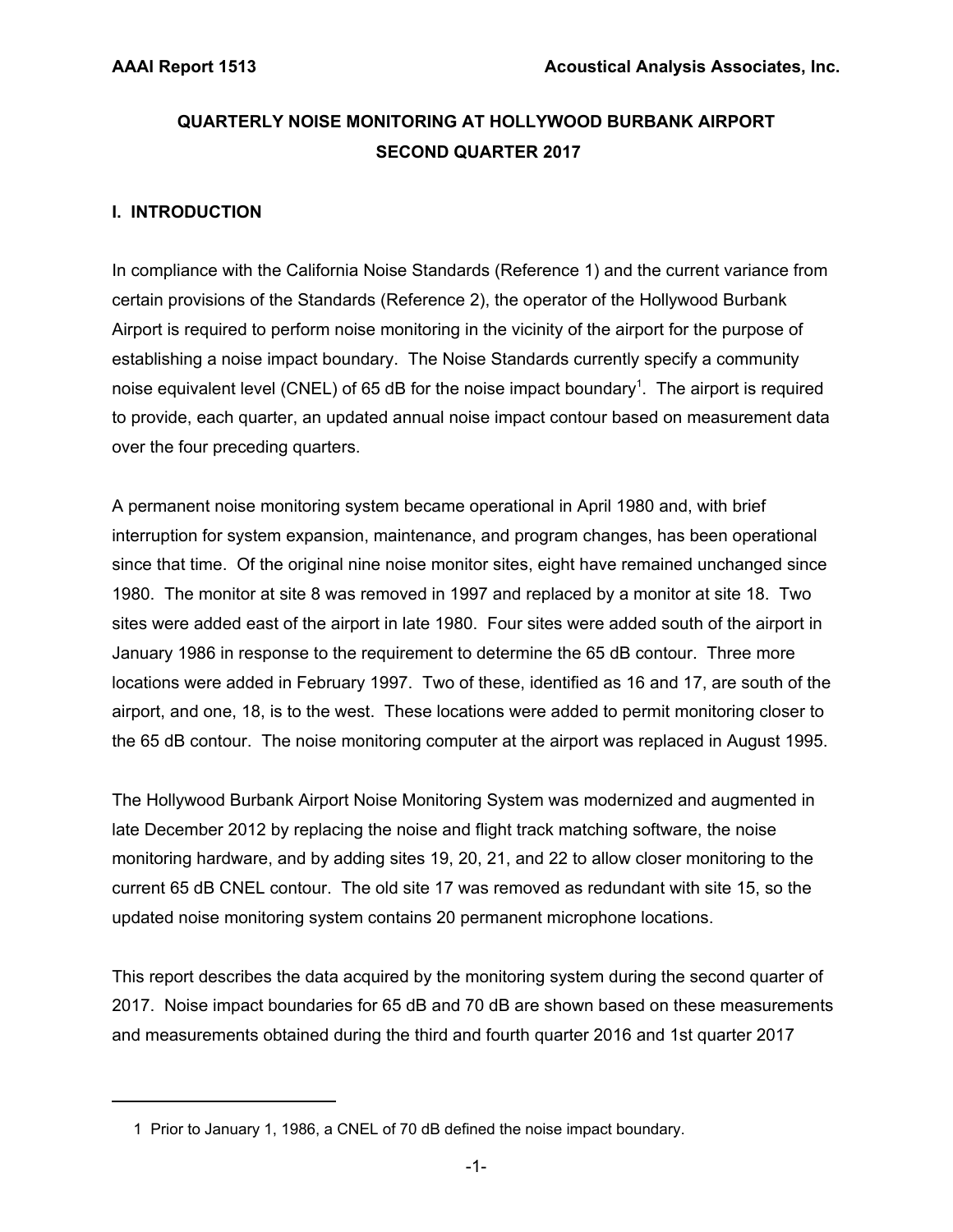**QUARTERLY NOISE MONITORING AT HOLLYWOOD BURBANK AIRPORT**
**SECOND QUARTER 2017**

## I. INTRODUCTION

In compliance with the California Noise Standards (Reference 1) and the current variance from certain provisions of the Standards (Reference 2), the operator of the Hollywood Burbank Airport is required to perform noise monitoring in the vicinity of the airport for the purpose of establishing a noise impact boundary. The Noise Standards currently specify a community noise equivalent level (CNEL) of 65 dB for the noise impact boundary[1]. The airport is required to provide, each quarter, an updated annual noise impact contour based on measurement data over the four preceding quarters.

A permanent noise monitoring system became operational in April 1980 and, with brief interruption for system expansion, maintenance, and program changes, has been operational since that time. Of the original nine noise monitor sites, eight have remained unchanged since 1980. The monitor at site 8 was removed in 1997 and replaced by a monitor at site 18. Two sites were added east of the airport in late 1980. Four sites were added south of the airport in January 1986 in response to the requirement to determine the 65 dB contour. Three more locations were added in February 1997. Two of these, identified as 16 and 17, are south of the airport, and one, 18, is to the west. These locations were added to permit monitoring closer to the 65 dB contour. The noise monitoring computer at the airport was replaced in August 1995.

The Hollywood Burbank Airport Noise Monitoring System was modernized and augmented in late December 2012 by replacing the noise and flight track matching software, the noise monitoring hardware, and by adding sites 19, 20, 21, and 22 to allow closer monitoring to the current 65 dB CNEL contour. The old site 17 was removed as redundant with site 15, so the updated noise monitoring system contains 20 permanent microphone locations.

This report describes the data acquired by the monitoring system during the second quarter of 2017. Noise impact boundaries for 65 dB and 70 dB are shown based on these measurements and measurements obtained during the third and fourth quarter 2016 and 1st quarter 2017

---

1 Prior to January 1, 1986, a CNEL of 70 dB defined the noise impact boundary.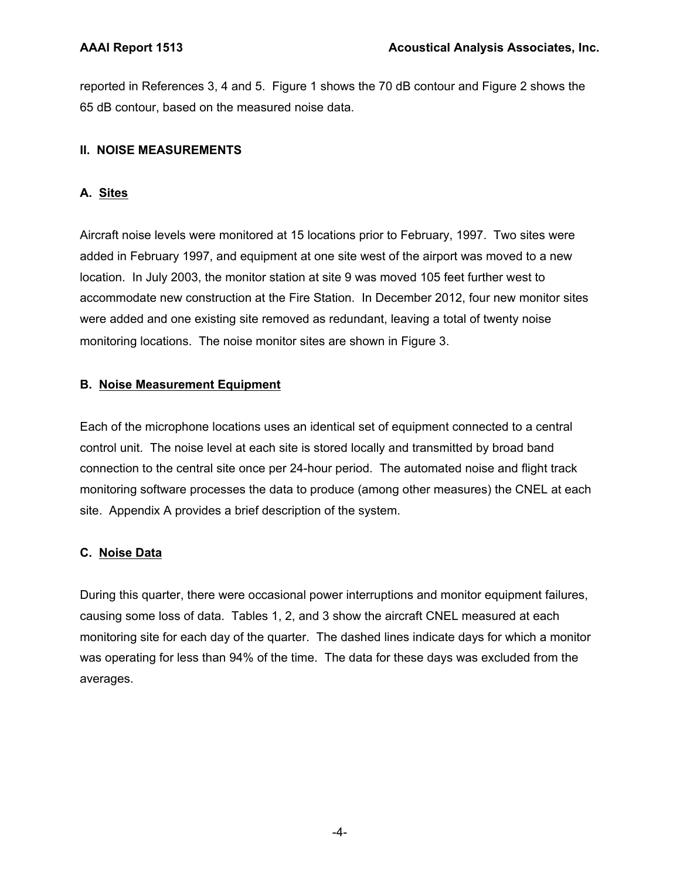reported in References 3, 4 and 5. Figure 1 shows the 70 dB contour and Figure 2 shows the 65 dB contour, based on the measured noise data.

## II. NOISE MEASUREMENTS

### A. Sites

Aircraft noise levels were monitored at 15 locations prior to February, 1997. Two sites were added in February 1997, and equipment at one site west of the airport was moved to a new location. In July 2003, the monitor station at site 9 was moved 105 feet further west to accommodate new construction at the Fire Station. In December 2012, four new monitor sites were added and one existing site removed as redundant, leaving a total of twenty noise monitoring locations. The noise monitor sites are shown in Figure 3.

### B. Noise Measurement Equipment

Each of the microphone locations uses an identical set of equipment connected to a central control unit. The noise level at each site is stored locally and transmitted by broad band connection to the central site once per 24-hour period. The automated noise and flight track monitoring software processes the data to produce (among other measures) the CNEL at each site. Appendix A provides a brief description of the system.

### C. Noise Data

During this quarter, there were occasional power interruptions and monitor equipment failures, causing some loss of data. Tables 1, 2, and 3 show the aircraft CNEL measured at each monitoring site for each day of the quarter. The dashed lines indicate days for which a monitor was operating for less than 94% of the time. The data for these days was excluded from the averages.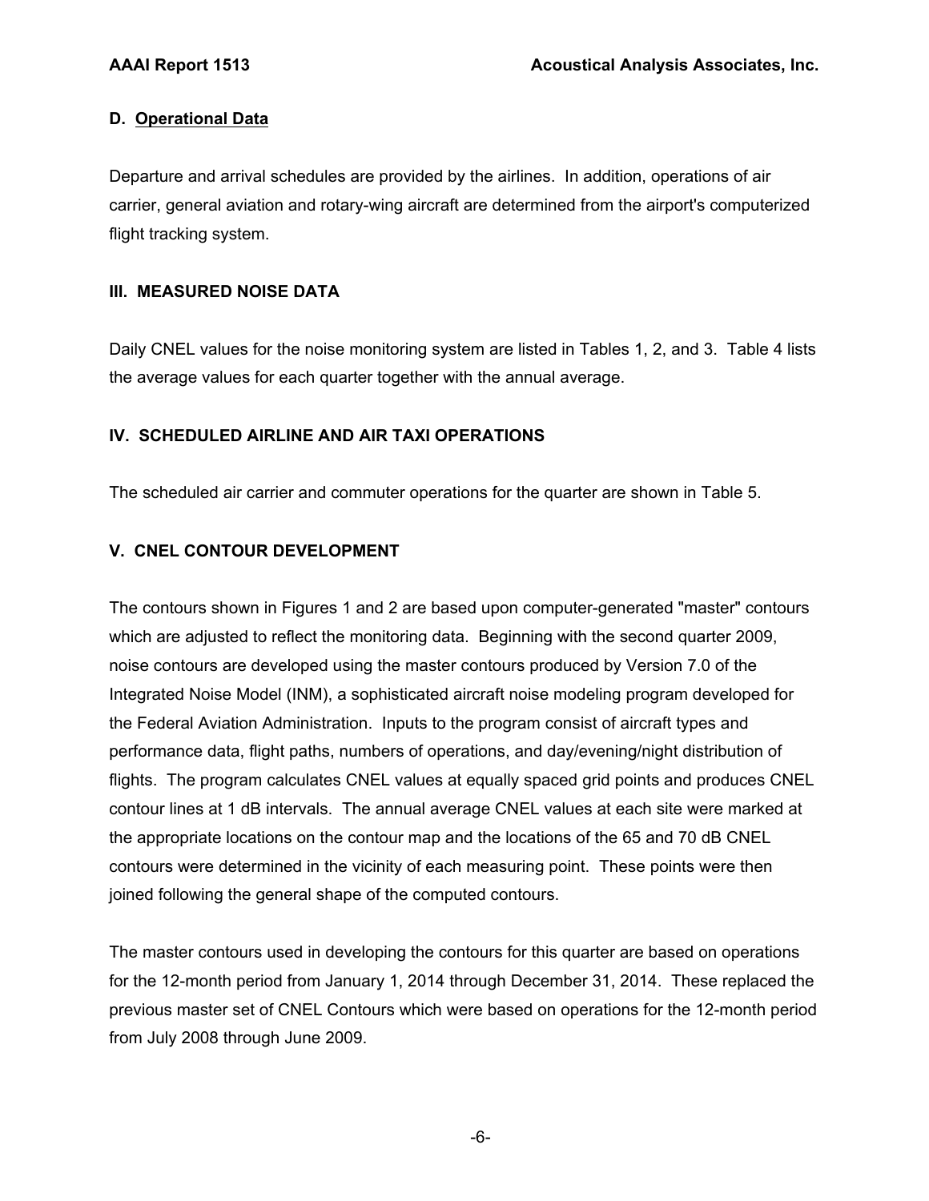### D. Operational Data

Departure and arrival schedules are provided by the airlines. In addition, operations of air carrier, general aviation and rotary-wing aircraft are determined from the airport's computerized flight tracking system.

## III. MEASURED NOISE DATA

Daily CNEL values for the noise monitoring system are listed in Tables 1, 2, and 3. Table 4 lists the average values for each quarter together with the annual average.

## IV. SCHEDULED AIRLINE AND AIR TAXI OPERATIONS

The scheduled air carrier and commuter operations for the quarter are shown in Table 5.

## V. CNEL CONTOUR DEVELOPMENT

The contours shown in Figures 1 and 2 are based upon computer-generated "master" contours which are adjusted to reflect the monitoring data. Beginning with the second quarter 2009, noise contours are developed using the master contours produced by Version 7.0 of the Integrated Noise Model (INM), a sophisticated aircraft noise modeling program developed for the Federal Aviation Administration. Inputs to the program consist of aircraft types and performance data, flight paths, numbers of operations, and day/evening/night distribution of flights. The program calculates CNEL values at equally spaced grid points and produces CNEL contour lines at 1 dB intervals. The annual average CNEL values at each site were marked at the appropriate locations on the contour map and the locations of the 65 and 70 dB CNEL contours were determined in the vicinity of each measuring point. These points were then joined following the general shape of the computed contours.

The master contours used in developing the contours for this quarter are based on operations for the 12-month period from January 1, 2014 through December 31, 2014. These replaced the previous master set of CNEL Contours which were based on operations for the 12-month period from July 2008 through June 2009.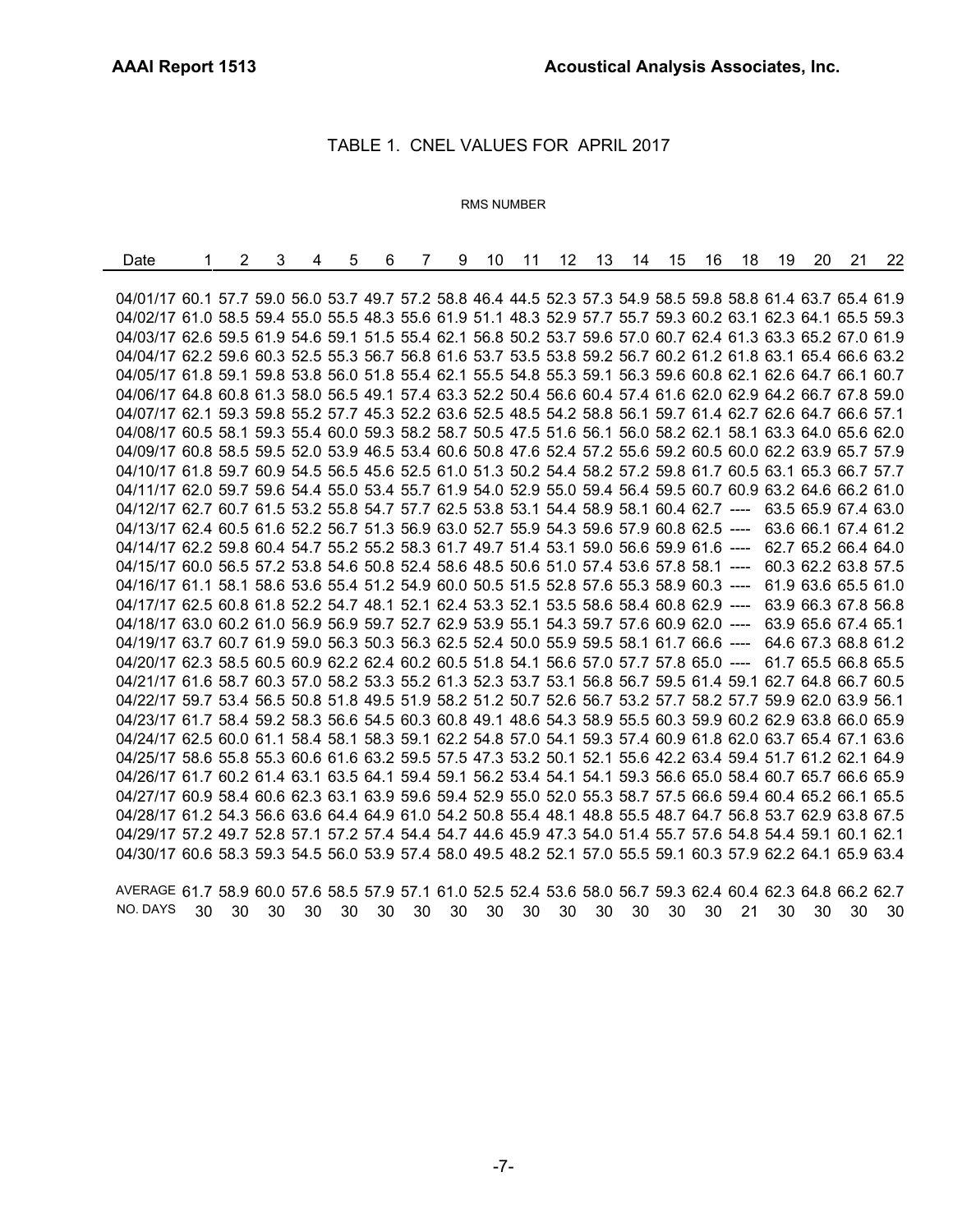## TABLE 1. CNEL VALUES FOR APRIL 2017

RMS NUMBER

| Date | 1 | 2 | 3 | 4 | 5 | 6 | 7 | 9 | 10 | 11 | 12 | 13 | 14 | 15 | 16 | 18 | 19 | 20 | 21 | 22 |
|---|---|---|---|---|---|---|---|---|---|---|---|---|---|---|---|---|---|---|---|---|
| 04/01/17 | 60.1 | 57.7 | 59.0 | 56.0 | 53.7 | 49.7 | 57.2 | 58.8 | 46.4 | 44.5 | 52.3 | 57.3 | 54.9 | 58.5 | 59.8 | 58.8 | 61.4 | 63.7 | 65.4 | 61.9 |
| 04/02/17 | 61.0 | 58.5 | 59.4 | 55.0 | 55.5 | 48.3 | 55.6 | 61.9 | 51.1 | 48.3 | 52.9 | 57.7 | 55.7 | 59.3 | 60.2 | 63.1 | 62.3 | 64.1 | 65.5 | 59.3 |
| 04/03/17 | 62.6 | 59.5 | 61.9 | 54.6 | 59.1 | 51.5 | 55.4 | 62.1 | 56.8 | 50.2 | 53.7 | 59.6 | 57.0 | 60.7 | 62.4 | 61.3 | 63.3 | 65.2 | 67.0 | 61.9 |
| 04/04/17 | 62.2 | 59.6 | 60.3 | 52.5 | 55.3 | 56.7 | 56.8 | 61.6 | 53.7 | 53.5 | 53.8 | 59.2 | 56.7 | 60.2 | 61.2 | 61.8 | 63.1 | 65.4 | 66.6 | 63.2 |
| 04/05/17 | 61.8 | 59.1 | 59.8 | 53.8 | 56.0 | 51.8 | 55.4 | 62.1 | 55.5 | 54.8 | 55.3 | 59.1 | 56.3 | 59.6 | 60.8 | 62.1 | 62.6 | 64.7 | 66.1 | 60.7 |
| 04/06/17 | 64.8 | 60.8 | 61.3 | 58.0 | 56.5 | 49.1 | 57.4 | 63.3 | 52.2 | 50.4 | 56.6 | 60.4 | 57.4 | 61.6 | 62.0 | 62.9 | 64.2 | 66.7 | 67.8 | 59.0 |
| 04/07/17 | 62.1 | 59.3 | 59.8 | 55.2 | 57.7 | 45.3 | 52.2 | 63.6 | 52.5 | 48.5 | 54.2 | 58.8 | 56.1 | 59.7 | 61.4 | 62.7 | 62.6 | 64.7 | 66.6 | 57.1 |
| 04/08/17 | 60.5 | 58.1 | 59.3 | 55.4 | 60.0 | 59.3 | 58.2 | 58.7 | 50.5 | 47.5 | 51.6 | 56.1 | 56.0 | 58.2 | 62.1 | 58.1 | 63.3 | 64.0 | 65.6 | 62.0 |
| 04/09/17 | 60.8 | 58.5 | 59.5 | 52.0 | 53.9 | 46.5 | 53.4 | 60.6 | 50.8 | 47.6 | 52.4 | 57.2 | 55.6 | 59.2 | 60.5 | 60.0 | 62.2 | 63.9 | 65.7 | 57.9 |
| 04/10/17 | 61.8 | 59.7 | 60.9 | 54.5 | 56.5 | 45.6 | 52.5 | 61.0 | 51.3 | 50.2 | 54.4 | 58.2 | 57.2 | 59.8 | 61.7 | 60.5 | 63.1 | 65.3 | 66.7 | 57.7 |
| 04/11/17 | 62.0 | 59.7 | 59.6 | 54.4 | 55.0 | 53.4 | 55.7 | 61.9 | 54.0 | 52.9 | 55.0 | 59.4 | 56.4 | 59.5 | 60.7 | 60.9 | 63.2 | 64.6 | 66.2 | 61.0 |
| 04/12/17 | 62.7 | 60.7 | 61.5 | 53.2 | 55.8 | 54.7 | 57.7 | 62.5 | 53.8 | 53.1 | 54.4 | 58.9 | 58.1 | 60.4 | 62.7 | ---- | 63.5 | 65.9 | 67.4 | 63.0 |
| 04/13/17 | 62.4 | 60.5 | 61.6 | 52.2 | 56.7 | 51.3 | 56.9 | 63.0 | 52.7 | 55.9 | 54.3 | 59.6 | 57.9 | 60.8 | 62.5 | ---- | 63.6 | 66.1 | 67.4 | 61.2 |
| 04/14/17 | 62.2 | 59.8 | 60.4 | 54.7 | 55.2 | 55.2 | 58.3 | 61.7 | 49.7 | 51.4 | 53.1 | 59.0 | 56.6 | 59.9 | 61.6 | ---- | 62.7 | 65.2 | 66.4 | 64.0 |
| 04/15/17 | 60.0 | 56.5 | 57.2 | 53.8 | 54.6 | 50.8 | 52.4 | 58.6 | 48.5 | 50.6 | 51.0 | 57.4 | 53.6 | 57.8 | 58.1 | ---- | 60.3 | 62.2 | 63.8 | 57.5 |
| 04/16/17 | 61.1 | 58.1 | 58.6 | 53.6 | 55.4 | 51.2 | 54.9 | 60.0 | 50.5 | 51.5 | 52.8 | 57.6 | 55.3 | 58.9 | 60.3 | ---- | 61.9 | 63.6 | 65.5 | 61.0 |
| 04/17/17 | 62.5 | 60.8 | 61.8 | 52.2 | 54.7 | 48.1 | 52.1 | 62.4 | 53.3 | 52.1 | 53.5 | 58.6 | 58.4 | 60.8 | 62.9 | ---- | 63.9 | 66.3 | 67.8 | 56.8 |
| 04/18/17 | 63.0 | 60.2 | 61.0 | 56.9 | 56.9 | 59.7 | 52.7 | 62.9 | 53.9 | 55.1 | 54.3 | 59.7 | 57.6 | 60.9 | 62.0 | ---- | 63.9 | 65.6 | 67.4 | 65.1 |
| 04/19/17 | 63.7 | 60.7 | 61.9 | 59.0 | 56.3 | 50.3 | 56.3 | 62.5 | 52.4 | 50.0 | 55.9 | 59.5 | 58.1 | 61.7 | 66.6 | ---- | 64.6 | 67.3 | 68.8 | 61.2 |
| 04/20/17 | 62.3 | 58.5 | 60.5 | 60.9 | 62.2 | 62.4 | 60.2 | 60.5 | 51.8 | 54.1 | 56.6 | 57.0 | 57.7 | 57.8 | 65.0 | ---- | 61.7 | 65.5 | 66.8 | 65.5 |
| 04/21/17 | 61.6 | 58.7 | 60.3 | 57.0 | 58.2 | 53.3 | 55.2 | 61.3 | 52.3 | 53.7 | 53.1 | 56.8 | 56.7 | 59.5 | 61.4 | 59.1 | 62.7 | 64.8 | 66.7 | 60.5 |
| 04/22/17 | 59.7 | 53.4 | 56.5 | 50.8 | 51.8 | 49.5 | 51.9 | 58.2 | 51.2 | 50.7 | 52.6 | 56.7 | 53.2 | 57.7 | 58.2 | 57.7 | 59.9 | 62.0 | 63.9 | 56.1 |
| 04/23/17 | 61.7 | 58.4 | 59.2 | 58.3 | 56.6 | 54.5 | 60.3 | 60.8 | 49.1 | 48.6 | 54.3 | 58.9 | 55.5 | 60.3 | 59.9 | 60.2 | 62.9 | 63.8 | 66.0 | 65.9 |
| 04/24/17 | 62.5 | 60.0 | 61.1 | 58.4 | 58.1 | 58.3 | 59.1 | 62.2 | 54.8 | 57.0 | 54.1 | 59.3 | 57.4 | 60.9 | 61.8 | 62.0 | 63.7 | 65.4 | 67.1 | 63.6 |
| 04/25/17 | 58.6 | 55.8 | 55.3 | 60.6 | 61.6 | 63.2 | 59.5 | 57.5 | 47.3 | 53.2 | 50.1 | 52.1 | 55.6 | 42.2 | 63.4 | 59.4 | 51.7 | 61.2 | 62.1 | 64.9 |
| 04/26/17 | 61.7 | 60.2 | 61.4 | 63.1 | 63.5 | 64.1 | 59.4 | 59.1 | 56.2 | 53.4 | 54.1 | 54.1 | 59.3 | 56.6 | 65.0 | 58.4 | 60.7 | 65.7 | 66.6 | 65.9 |
| 04/27/17 | 60.9 | 58.4 | 60.6 | 62.3 | 63.1 | 63.9 | 59.6 | 59.4 | 52.9 | 55.0 | 52.0 | 55.3 | 58.7 | 57.5 | 66.6 | 59.4 | 60.4 | 65.2 | 66.1 | 65.5 |
| 04/28/17 | 61.2 | 54.3 | 56.6 | 63.6 | 64.4 | 64.9 | 61.0 | 54.2 | 50.8 | 55.4 | 48.1 | 48.8 | 55.5 | 48.7 | 64.7 | 56.8 | 53.7 | 62.9 | 63.8 | 67.5 |
| 04/29/17 | 57.2 | 49.7 | 52.8 | 57.1 | 57.2 | 57.4 | 54.4 | 54.7 | 44.6 | 45.9 | 47.3 | 54.0 | 51.4 | 55.7 | 57.6 | 54.8 | 54.4 | 59.1 | 60.1 | 62.1 |
| 04/30/17 | 60.6 | 58.3 | 59.3 | 54.5 | 56.0 | 53.9 | 57.4 | 58.0 | 49.5 | 48.2 | 52.1 | 57.0 | 55.5 | 59.1 | 60.3 | 57.9 | 62.2 | 64.1 | 65.9 | 63.4 |
| AVERAGE | 61.7 | 58.9 | 60.0 | 57.6 | 58.5 | 57.9 | 57.1 | 61.0 | 52.5 | 52.4 | 53.6 | 58.0 | 56.7 | 59.3 | 62.4 | 60.4 | 62.3 | 64.8 | 66.2 | 62.7 |
| NO. DAYS | 30 | 30 | 30 | 30 | 30 | 30 | 30 | 30 | 30 | 30 | 30 | 30 | 30 | 30 | 30 | 21 | 30 | 30 | 30 | 30 |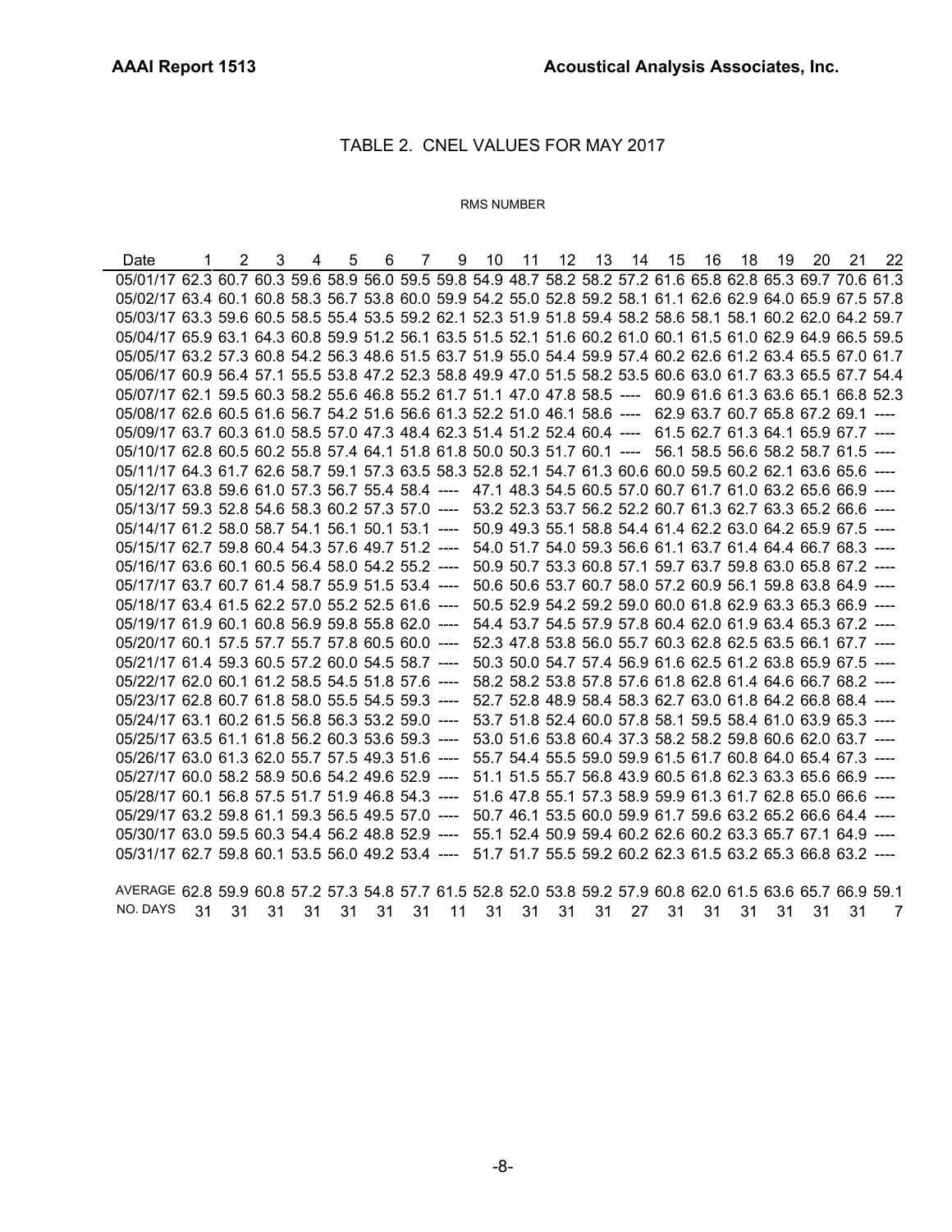# TABLE 2. CNEL VALUES FOR MAY 2017

RMS NUMBER

| Date | 1 | 2 | 3 | 4 | 5 | 6 | 7 | 9 | 10 | 11 | 12 | 13 | 14 | 15 | 16 | 18 | 19 | 20 | 21 | 22 |
|---|---|---|---|---|---|---|---|---|---|---|---|---|---|---|---|---|---|---|---|---|
| 05/01/17 | 62.3 | 60.7 | 60.3 | 59.6 | 58.9 | 56.0 | 59.5 | 59.8 | 54.9 | 48.7 | 58.2 | 58.2 | 57.2 | 61.6 | 65.8 | 62.8 | 65.3 | 69.7 | 70.6 | 61.3 |
| 05/02/17 | 63.4 | 60.1 | 60.8 | 58.3 | 56.7 | 53.8 | 60.0 | 59.9 | 54.2 | 55.0 | 52.8 | 59.2 | 58.1 | 61.1 | 62.6 | 62.9 | 64.0 | 65.9 | 67.5 | 57.8 |
| 05/03/17 | 63.3 | 59.6 | 60.5 | 58.5 | 55.4 | 53.5 | 59.2 | 62.1 | 52.3 | 51.9 | 51.8 | 59.4 | 58.2 | 58.6 | 58.1 | 58.1 | 60.2 | 62.0 | 64.2 | 59.7 |
| 05/04/17 | 65.9 | 63.1 | 64.3 | 60.8 | 59.9 | 51.2 | 56.1 | 63.5 | 51.5 | 52.1 | 51.6 | 60.2 | 61.0 | 60.1 | 61.5 | 61.0 | 62.9 | 64.9 | 66.5 | 59.5 |
| 05/05/17 | 63.2 | 57.3 | 60.8 | 54.2 | 56.3 | 48.6 | 51.5 | 63.7 | 51.9 | 55.0 | 54.4 | 59.9 | 57.4 | 60.2 | 62.6 | 61.2 | 63.4 | 65.5 | 67.0 | 61.7 |
| 05/06/17 | 60.9 | 56.4 | 57.1 | 55.5 | 53.8 | 47.2 | 52.3 | 58.8 | 49.9 | 47.0 | 51.5 | 58.2 | 53.5 | 60.6 | 63.0 | 61.7 | 63.3 | 65.5 | 67.7 | 54.4 |
| 05/07/17 | 62.1 | 59.5 | 60.3 | 58.2 | 55.6 | 46.8 | 55.2 | 61.7 | 51.1 | 47.0 | 47.8 | 58.5 | ---- | 60.9 | 61.6 | 61.3 | 63.6 | 65.1 | 66.8 | 52.3 |
| 05/08/17 | 62.6 | 60.5 | 61.6 | 56.7 | 54.2 | 51.6 | 56.6 | 61.3 | 52.2 | 51.0 | 46.1 | 58.6 | ---- | 62.9 | 63.7 | 60.7 | 65.8 | 67.2 | 69.1 | ---- |
| 05/09/17 | 63.7 | 60.3 | 61.0 | 58.5 | 57.0 | 47.3 | 48.4 | 62.3 | 51.4 | 51.2 | 52.4 | 60.4 | ---- | 61.5 | 62.7 | 61.3 | 64.1 | 65.9 | 67.7 | ---- |
| 05/10/17 | 62.8 | 60.5 | 60.2 | 55.8 | 57.4 | 64.1 | 51.8 | 61.8 | 50.0 | 50.3 | 51.7 | 60.1 | ---- | 56.1 | 58.5 | 56.6 | 58.2 | 58.7 | 61.5 | ---- |
| 05/11/17 | 64.3 | 61.7 | 62.6 | 58.7 | 59.1 | 57.3 | 63.5 | 58.3 | 52.8 | 52.1 | 54.7 | 61.3 | 60.6 | 60.0 | 59.5 | 60.2 | 62.1 | 63.6 | 65.6 | ---- |
| 05/12/17 | 63.8 | 59.6 | 61.0 | 57.3 | 56.7 | 55.4 | 58.4 | ---- | 47.1 | 48.3 | 54.5 | 60.5 | 57.0 | 60.7 | 61.7 | 61.0 | 63.2 | 65.6 | 66.9 | ---- |
| 05/13/17 | 59.3 | 52.8 | 54.6 | 58.3 | 60.2 | 57.3 | 57.0 | ---- | 53.2 | 52.3 | 53.7 | 56.2 | 52.2 | 60.7 | 61.3 | 62.7 | 63.3 | 65.2 | 66.6 | ---- |
| 05/14/17 | 61.2 | 58.0 | 58.7 | 54.1 | 56.1 | 50.1 | 53.1 | ---- | 50.9 | 49.3 | 55.1 | 58.8 | 54.4 | 61.4 | 62.2 | 63.0 | 64.2 | 65.9 | 67.5 | ---- |
| 05/15/17 | 62.7 | 59.8 | 60.4 | 54.3 | 57.6 | 49.7 | 51.2 | ---- | 54.0 | 51.7 | 54.0 | 59.3 | 56.6 | 61.1 | 63.7 | 61.4 | 64.4 | 66.7 | 68.3 | ---- |
| 05/16/17 | 63.6 | 60.1 | 60.5 | 56.4 | 58.0 | 54.2 | 55.2 | ---- | 50.9 | 50.7 | 53.3 | 60.8 | 57.1 | 59.7 | 63.7 | 59.8 | 63.0 | 65.8 | 67.2 | ---- |
| 05/17/17 | 63.7 | 60.7 | 61.4 | 58.7 | 55.9 | 51.5 | 53.4 | ---- | 50.6 | 50.6 | 53.7 | 60.7 | 58.0 | 57.2 | 60.9 | 56.1 | 59.8 | 63.8 | 64.9 | ---- |
| 05/18/17 | 63.4 | 61.5 | 62.2 | 57.0 | 55.2 | 52.5 | 61.6 | ---- | 50.5 | 52.9 | 54.2 | 59.2 | 59.0 | 60.0 | 61.8 | 62.9 | 63.3 | 65.3 | 66.9 | ---- |
| 05/19/17 | 61.9 | 60.1 | 60.8 | 56.9 | 59.8 | 55.8 | 62.0 | ---- | 54.4 | 53.7 | 54.5 | 57.9 | 57.8 | 60.4 | 62.0 | 61.9 | 63.4 | 65.3 | 67.2 | ---- |
| 05/20/17 | 60.1 | 57.5 | 57.7 | 55.7 | 57.8 | 60.5 | 60.0 | ---- | 52.3 | 47.8 | 53.8 | 56.0 | 55.7 | 60.3 | 62.8 | 62.5 | 63.5 | 66.1 | 67.7 | ---- |
| 05/21/17 | 61.4 | 59.3 | 60.5 | 57.2 | 60.0 | 54.5 | 58.7 | ---- | 50.3 | 50.0 | 54.7 | 57.4 | 56.9 | 61.6 | 62.5 | 61.2 | 63.8 | 65.9 | 67.5 | ---- |
| 05/22/17 | 62.0 | 60.1 | 61.2 | 58.5 | 54.5 | 51.8 | 57.6 | ---- | 58.2 | 58.2 | 53.8 | 57.8 | 57.6 | 61.8 | 62.8 | 61.4 | 64.6 | 66.7 | 68.2 | ---- |
| 05/23/17 | 62.8 | 60.7 | 61.8 | 58.0 | 55.5 | 54.5 | 59.3 | ---- | 52.7 | 52.8 | 48.9 | 58.4 | 58.3 | 62.7 | 63.0 | 61.8 | 64.2 | 66.8 | 68.4 | ---- |
| 05/24/17 | 63.1 | 60.2 | 61.5 | 56.8 | 56.3 | 53.2 | 59.0 | ---- | 53.7 | 51.8 | 52.4 | 60.0 | 57.8 | 58.1 | 59.5 | 58.4 | 61.0 | 63.9 | 65.3 | ---- |
| 05/25/17 | 63.5 | 61.1 | 61.8 | 56.2 | 60.3 | 53.6 | 59.3 | ---- | 53.0 | 51.6 | 53.8 | 60.4 | 37.3 | 58.2 | 58.2 | 59.8 | 60.6 | 62.0 | 63.7 | ---- |
| 05/26/17 | 63.0 | 61.3 | 62.0 | 55.7 | 57.5 | 49.3 | 51.6 | ---- | 55.7 | 54.4 | 55.5 | 59.0 | 59.9 | 61.5 | 61.7 | 60.8 | 64.0 | 65.4 | 67.3 | ---- |
| 05/27/17 | 60.0 | 58.2 | 58.9 | 50.6 | 54.2 | 49.6 | 52.9 | ---- | 51.1 | 51.5 | 55.7 | 56.8 | 43.9 | 60.5 | 61.8 | 62.3 | 63.3 | 65.6 | 66.9 | ---- |
| 05/28/17 | 60.1 | 56.8 | 57.5 | 51.7 | 51.9 | 46.8 | 54.3 | ---- | 51.6 | 47.8 | 55.1 | 57.3 | 58.9 | 59.9 | 61.3 | 61.7 | 62.8 | 65.0 | 66.6 | ---- |
| 05/29/17 | 63.2 | 59.8 | 61.1 | 59.3 | 56.5 | 49.5 | 57.0 | ---- | 50.7 | 46.1 | 53.5 | 60.0 | 59.9 | 61.7 | 59.6 | 63.2 | 65.2 | 66.6 | 64.4 | ---- |
| 05/30/17 | 63.0 | 59.5 | 60.3 | 54.4 | 56.2 | 48.8 | 52.9 | ---- | 55.1 | 52.4 | 50.9 | 59.4 | 60.2 | 62.6 | 60.2 | 63.3 | 65.7 | 67.1 | 64.9 | ---- |
| 05/31/17 | 62.7 | 59.8 | 60.1 | 53.5 | 56.0 | 49.2 | 53.4 | ---- | 51.7 | 51.7 | 55.5 | 59.2 | 60.2 | 62.3 | 61.5 | 63.2 | 65.3 | 66.8 | 63.2 | ---- |
| AVERAGE | 62.8 | 59.9 | 60.8 | 57.2 | 57.3 | 54.8 | 57.7 | 61.5 | 52.8 | 52.0 | 53.8 | 59.2 | 57.9 | 60.8 | 62.0 | 61.5 | 63.6 | 65.7 | 66.9 | 59.1 |
| NO. DAYS | 31 | 31 | 31 | 31 | 31 | 31 | 31 | 11 | 31 | 31 | 31 | 31 | 27 | 31 | 31 | 31 | 31 | 31 | 31 | 7 |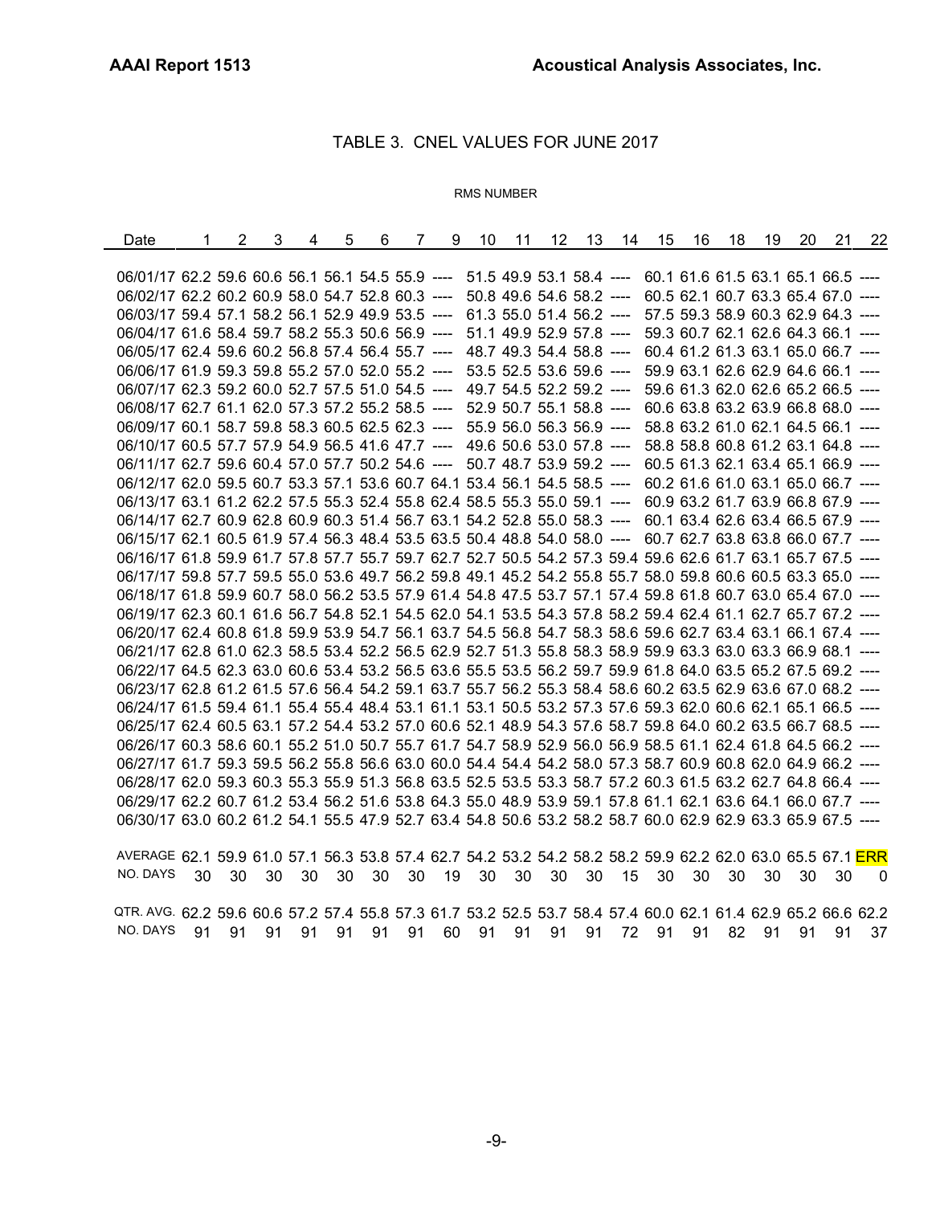## TABLE 3. CNEL VALUES FOR JUNE 2017

RMS NUMBER

| Date | 1 | 2 | 3 | 4 | 5 | 6 | 7 | 9 | 10 | 11 | 12 | 13 | 14 | 15 | 16 | 18 | 19 | 20 | 21 | 22 |
|---|---|---|---|---|---|---|---|---|---|---|---|---|---|---|---|---|---|---|---|---|
| 06/01/17 | 62.2 | 59.6 | 60.6 | 56.1 | 56.1 | 54.5 | 55.9 | ---- | 51.5 | 49.9 | 53.1 | 58.4 | ---- | 60.1 | 61.6 | 61.5 | 63.1 | 65.1 | 66.5 | ---- |
| 06/02/17 | 62.2 | 60.2 | 60.9 | 58.0 | 54.7 | 52.8 | 60.3 | ---- | 50.8 | 49.6 | 54.6 | 58.2 | ---- | 60.5 | 62.1 | 60.7 | 63.3 | 65.4 | 67.0 | ---- |
| 06/03/17 | 59.4 | 57.1 | 58.2 | 56.1 | 52.9 | 49.9 | 53.5 | ---- | 61.3 | 55.0 | 51.4 | 56.2 | ---- | 57.5 | 59.3 | 58.9 | 60.3 | 62.9 | 64.3 | ---- |
| 06/04/17 | 61.6 | 58.4 | 59.7 | 58.2 | 55.3 | 50.6 | 56.9 | ---- | 51.1 | 49.9 | 52.9 | 57.8 | ---- | 59.3 | 60.7 | 62.1 | 62.6 | 64.3 | 66.1 | ---- |
| 06/05/17 | 62.4 | 59.6 | 60.2 | 56.8 | 57.4 | 56.4 | 55.7 | ---- | 48.7 | 49.3 | 54.4 | 58.8 | ---- | 60.4 | 61.2 | 61.3 | 63.1 | 65.0 | 66.7 | ---- |
| 06/06/17 | 61.9 | 59.3 | 59.8 | 55.2 | 57.0 | 52.0 | 55.2 | ---- | 53.5 | 52.5 | 53.6 | 59.6 | ---- | 59.9 | 63.1 | 62.6 | 62.9 | 64.6 | 66.1 | ---- |
| 06/07/17 | 62.3 | 59.2 | 60.0 | 52.7 | 57.5 | 51.0 | 54.5 | ---- | 49.7 | 54.5 | 52.2 | 59.2 | ---- | 59.6 | 61.3 | 62.0 | 62.6 | 65.2 | 66.5 | ---- |
| 06/08/17 | 62.7 | 61.1 | 62.0 | 57.3 | 57.2 | 55.2 | 58.5 | ---- | 52.9 | 50.7 | 55.1 | 58.8 | ---- | 60.6 | 63.8 | 63.2 | 63.9 | 66.8 | 68.0 | ---- |
| 06/09/17 | 60.1 | 58.7 | 59.8 | 58.3 | 60.5 | 62.5 | 62.3 | ---- | 55.9 | 56.0 | 56.3 | 56.9 | ---- | 58.8 | 63.2 | 61.0 | 62.1 | 64.5 | 66.1 | ---- |
| 06/10/17 | 60.5 | 57.7 | 57.9 | 54.9 | 56.5 | 41.6 | 47.7 | ---- | 49.6 | 50.6 | 53.0 | 57.8 | ---- | 58.8 | 58.8 | 60.8 | 61.2 | 63.1 | 64.8 | ---- |
| 06/11/17 | 62.7 | 59.6 | 60.4 | 57.0 | 57.7 | 50.2 | 54.6 | ---- | 50.7 | 48.7 | 53.9 | 59.2 | ---- | 60.5 | 61.3 | 62.1 | 63.4 | 65.1 | 66.9 | ---- |
| 06/12/17 | 62.0 | 59.5 | 60.7 | 53.3 | 57.1 | 53.6 | 60.7 | 64.1 | 53.4 | 56.1 | 54.5 | 58.5 | ---- | 60.2 | 61.6 | 61.0 | 63.1 | 65.0 | 66.7 | ---- |
| 06/13/17 | 63.1 | 61.2 | 62.2 | 57.5 | 55.3 | 52.4 | 55.8 | 62.4 | 58.5 | 55.3 | 55.0 | 59.1 | ---- | 60.9 | 63.2 | 61.7 | 63.9 | 66.8 | 67.9 | ---- |
| 06/14/17 | 62.7 | 60.9 | 62.8 | 60.9 | 60.3 | 51.4 | 56.7 | 63.1 | 54.2 | 52.8 | 55.0 | 58.3 | ---- | 60.1 | 63.4 | 62.6 | 63.4 | 66.5 | 67.9 | ---- |
| 06/15/17 | 62.1 | 60.5 | 61.9 | 57.4 | 56.3 | 48.4 | 53.5 | 63.5 | 50.4 | 48.8 | 54.0 | 58.0 | ---- | 60.7 | 62.7 | 63.8 | 63.8 | 66.0 | 67.7 | ---- |
| 06/16/17 | 61.8 | 59.9 | 61.7 | 57.8 | 57.7 | 55.7 | 59.7 | 62.7 | 52.7 | 50.5 | 54.2 | 57.3 | 59.4 | 59.6 | 62.6 | 61.7 | 63.1 | 65.7 | 67.5 | ---- |
| 06/17/17 | 59.8 | 57.7 | 59.5 | 55.0 | 53.6 | 49.7 | 56.2 | 59.8 | 49.1 | 45.2 | 54.2 | 55.8 | 55.7 | 58.0 | 59.8 | 60.6 | 60.5 | 63.3 | 65.0 | ---- |
| 06/18/17 | 61.8 | 59.9 | 60.7 | 58.0 | 56.2 | 53.5 | 57.9 | 61.4 | 54.8 | 47.5 | 53.7 | 57.1 | 57.4 | 59.8 | 61.8 | 60.7 | 63.0 | 65.4 | 67.0 | ---- |
| 06/19/17 | 62.3 | 60.1 | 61.6 | 56.7 | 54.8 | 52.1 | 54.5 | 62.0 | 54.1 | 53.5 | 54.3 | 57.8 | 58.2 | 59.4 | 62.4 | 61.1 | 62.7 | 65.7 | 67.2 | ---- |
| 06/20/17 | 62.4 | 60.8 | 61.8 | 59.9 | 53.9 | 54.7 | 56.1 | 63.7 | 54.5 | 56.8 | 54.7 | 58.3 | 58.6 | 59.6 | 62.7 | 63.4 | 63.1 | 66.1 | 67.4 | ---- |
| 06/21/17 | 62.8 | 61.0 | 62.3 | 58.5 | 53.4 | 52.2 | 56.5 | 62.9 | 52.7 | 51.3 | 55.8 | 58.3 | 58.9 | 59.9 | 63.3 | 63.0 | 63.3 | 66.9 | 68.1 | ---- |
| 06/22/17 | 64.5 | 62.3 | 63.0 | 60.6 | 53.4 | 53.2 | 56.5 | 63.6 | 55.5 | 53.5 | 56.2 | 59.7 | 59.9 | 61.8 | 64.0 | 63.5 | 65.2 | 67.5 | 69.2 | ---- |
| 06/23/17 | 62.8 | 61.2 | 61.5 | 57.6 | 56.4 | 54.2 | 59.1 | 63.7 | 55.7 | 56.2 | 55.3 | 58.4 | 58.6 | 60.2 | 63.5 | 62.9 | 63.6 | 67.0 | 68.2 | ---- |
| 06/24/17 | 61.5 | 59.4 | 61.1 | 55.4 | 55.4 | 48.4 | 53.1 | 61.1 | 53.1 | 50.5 | 53.2 | 57.3 | 57.6 | 59.3 | 62.0 | 60.6 | 62.1 | 65.1 | 66.5 | ---- |
| 06/25/17 | 62.4 | 60.5 | 63.1 | 57.2 | 54.4 | 53.2 | 57.0 | 60.6 | 52.1 | 48.9 | 54.3 | 57.6 | 58.7 | 59.8 | 64.0 | 60.2 | 63.5 | 66.7 | 68.5 | ---- |
| 06/26/17 | 60.3 | 58.6 | 60.1 | 55.2 | 51.0 | 50.7 | 55.7 | 61.7 | 54.7 | 58.9 | 52.9 | 56.0 | 56.9 | 58.5 | 61.1 | 62.4 | 61.8 | 64.5 | 66.2 | ---- |
| 06/27/17 | 61.7 | 59.3 | 59.5 | 56.2 | 55.8 | 56.6 | 63.0 | 60.0 | 54.4 | 54.4 | 54.2 | 58.0 | 57.3 | 58.7 | 60.9 | 60.8 | 62.0 | 64.9 | 66.2 | ---- |
| 06/28/17 | 62.0 | 59.3 | 60.3 | 55.3 | 55.9 | 51.3 | 56.8 | 63.5 | 52.5 | 53.5 | 53.3 | 58.7 | 57.2 | 60.3 | 61.5 | 63.2 | 62.7 | 64.8 | 66.4 | ---- |
| 06/29/17 | 62.2 | 60.7 | 61.2 | 53.4 | 56.2 | 51.6 | 53.8 | 64.3 | 55.0 | 48.9 | 53.9 | 59.1 | 57.8 | 61.1 | 62.1 | 63.6 | 64.1 | 66.0 | 67.7 | ---- |
| 06/30/17 | 63.0 | 60.2 | 61.2 | 54.1 | 55.5 | 47.9 | 52.7 | 63.4 | 54.8 | 50.6 | 53.2 | 58.2 | 58.7 | 60.0 | 62.9 | 62.9 | 63.3 | 65.9 | 67.5 | ---- |
| AVERAGE | 62.1 | 59.9 | 61.0 | 57.1 | 56.3 | 53.8 | 57.4 | 62.7 | 54.2 | 53.2 | 54.2 | 58.2 | 58.2 | 59.9 | 62.2 | 62.0 | 63.0 | 65.5 | 67.1 | ERR |
| NO. DAYS | 30 | 30 | 30 | 30 | 30 | 30 | 30 | 19 | 30 | 30 | 30 | 30 | 15 | 30 | 30 | 30 | 30 | 30 | 30 | 0 |
| QTR. AVG. | 62.2 | 59.6 | 60.6 | 57.2 | 57.4 | 55.8 | 57.3 | 61.7 | 53.2 | 52.5 | 53.7 | 58.4 | 57.4 | 60.0 | 62.1 | 61.4 | 62.9 | 65.2 | 66.6 | 62.2 |
| NO. DAYS | 91 | 91 | 91 | 91 | 91 | 91 | 91 | 60 | 91 | 91 | 91 | 91 | 72 | 91 | 91 | 82 | 91 | 91 | 91 | 37 |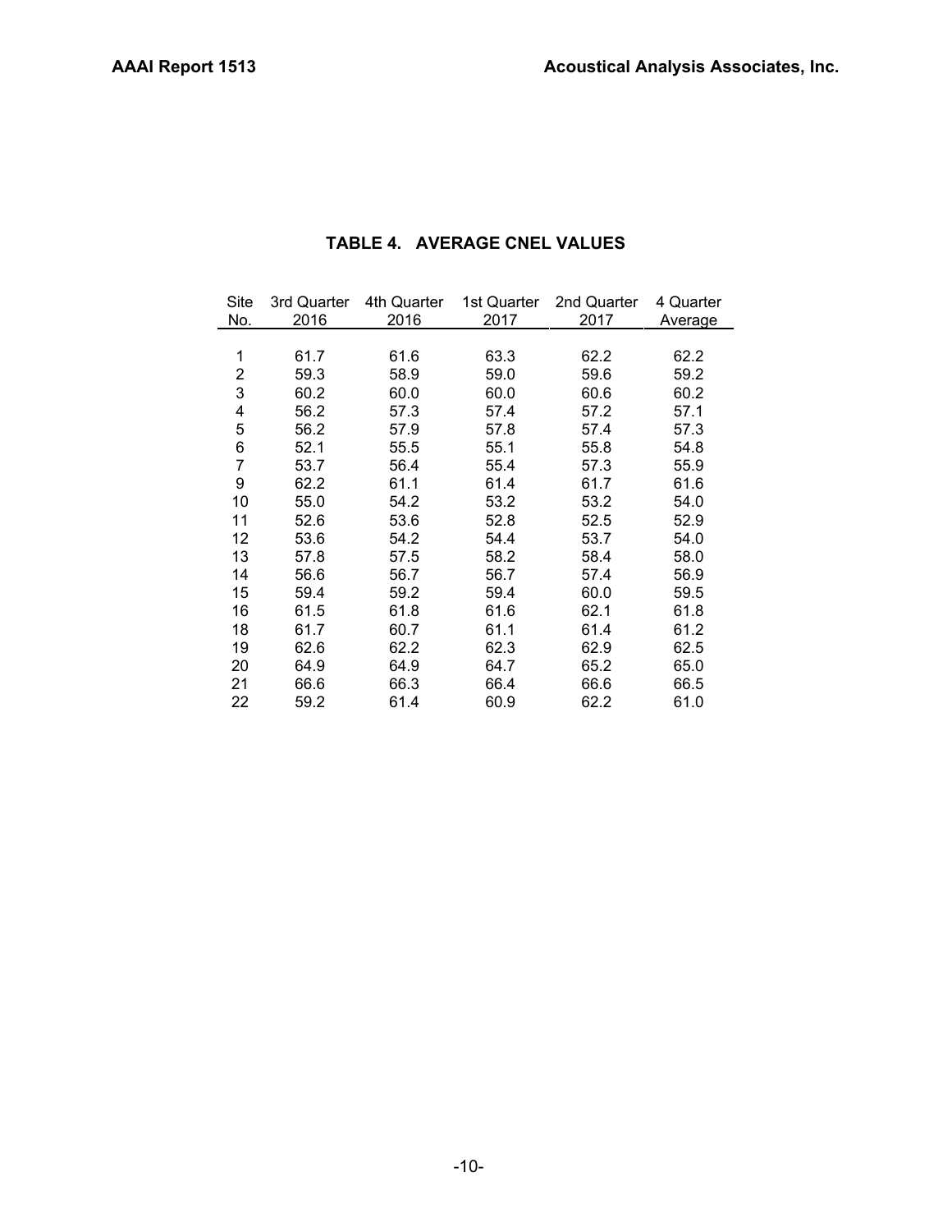## TABLE 4. AVERAGE CNEL VALUES

| Site No. | 3rd Quarter 2016 | 4th Quarter 2016 | 1st Quarter 2017 | 2nd Quarter 2017 | 4 Quarter Average |
|---|---|---|---|---|---|
| 1 | 61.7 | 61.6 | 63.3 | 62.2 | 62.2 |
| 2 | 59.3 | 58.9 | 59.0 | 59.6 | 59.2 |
| 3 | 60.2 | 60.0 | 60.0 | 60.6 | 60.2 |
| 4 | 56.2 | 57.3 | 57.4 | 57.2 | 57.1 |
| 5 | 56.2 | 57.9 | 57.8 | 57.4 | 57.3 |
| 6 | 52.1 | 55.5 | 55.1 | 55.8 | 54.8 |
| 7 | 53.7 | 56.4 | 55.4 | 57.3 | 55.9 |
| 9 | 62.2 | 61.1 | 61.4 | 61.7 | 61.6 |
| 10 | 55.0 | 54.2 | 53.2 | 53.2 | 54.0 |
| 11 | 52.6 | 53.6 | 52.8 | 52.5 | 52.9 |
| 12 | 53.6 | 54.2 | 54.4 | 53.7 | 54.0 |
| 13 | 57.8 | 57.5 | 58.2 | 58.4 | 58.0 |
| 14 | 56.6 | 56.7 | 56.7 | 57.4 | 56.9 |
| 15 | 59.4 | 59.2 | 59.4 | 60.0 | 59.5 |
| 16 | 61.5 | 61.8 | 61.6 | 62.1 | 61.8 |
| 18 | 61.7 | 60.7 | 61.1 | 61.4 | 61.2 |
| 19 | 62.6 | 62.2 | 62.3 | 62.9 | 62.5 |
| 20 | 64.9 | 64.9 | 64.7 | 65.2 | 65.0 |
| 21 | 66.6 | 66.3 | 66.4 | 66.6 | 66.5 |
| 22 | 59.2 | 61.4 | 60.9 | 62.2 | 61.0 |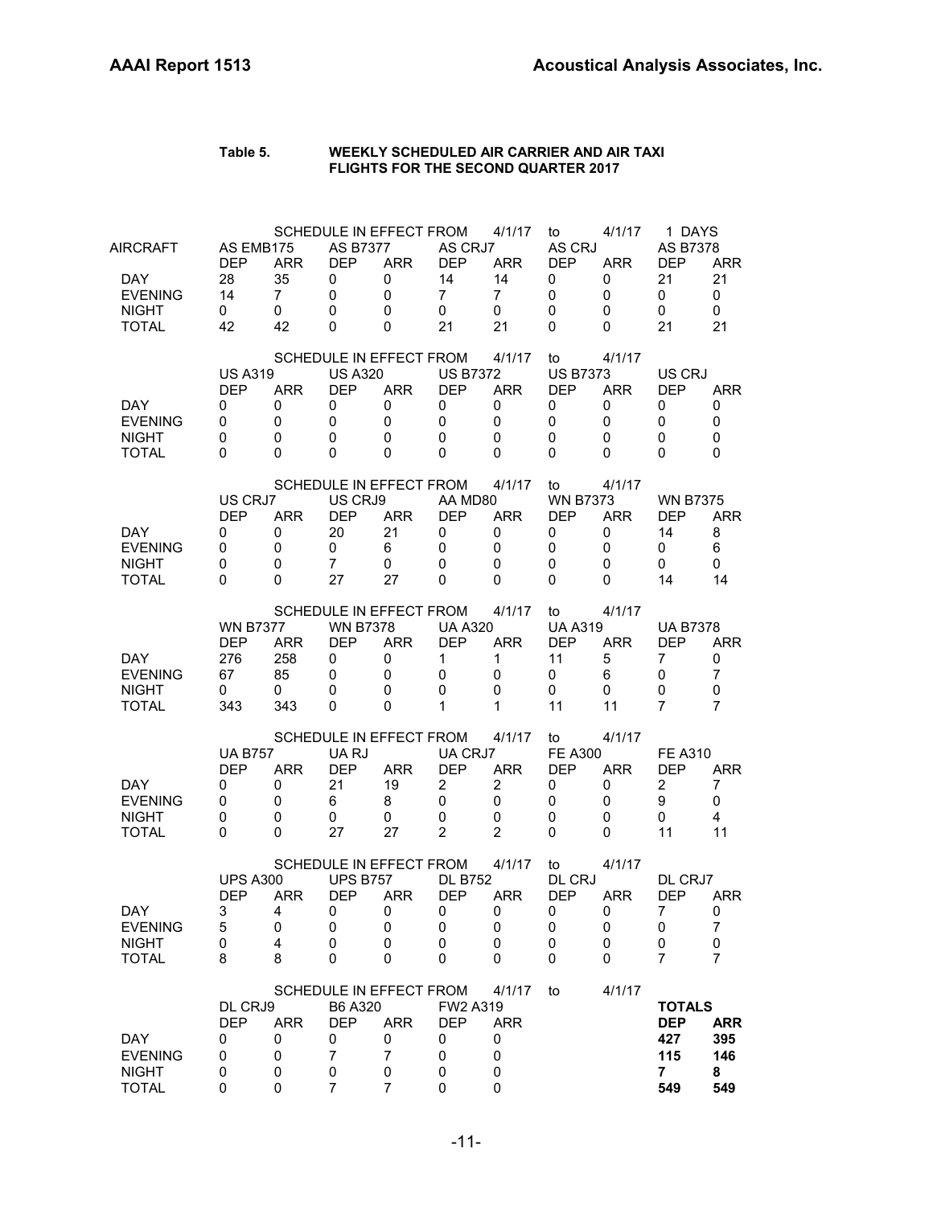**Table 5. WEEKLY SCHEDULED AIR CARRIER AND AIR TAXI FLIGHTS FOR THE SECOND QUARTER 2017**

SCHEDULE IN EFFECT FROM 4/1/17 to 4/1/17 1 DAYS

| AIRCRAFT | AS EMB175 | | AS B7377 | | AS CRJ7 | | AS CRJ | | AS B7378 | |
|---|---|---|---|---|---|---|---|---|---|---|
| | DEP | ARR | DEP | ARR | DEP | ARR | DEP | ARR | DEP | ARR |
| DAY | 28 | 35 | 0 | 0 | 14 | 14 | 0 | 0 | 21 | 21 |
| EVENING | 14 | 7 | 0 | 0 | 7 | 7 | 0 | 0 | 0 | 0 |
| NIGHT | 0 | 0 | 0 | 0 | 0 | 0 | 0 | 0 | 0 | 0 |
| TOTAL | 42 | 42 | 0 | 0 | 21 | 21 | 0 | 0 | 21 | 21 |

SCHEDULE IN EFFECT FROM 4/1/17 to 4/1/17

| | US A319 | | US A320 | | US B7372 | | US B7373 | | US CRJ | |
|---|---|---|---|---|---|---|---|---|---|---|
| | DEP | ARR | DEP | ARR | DEP | ARR | DEP | ARR | DEP | ARR |
| DAY | 0 | 0 | 0 | 0 | 0 | 0 | 0 | 0 | 0 | 0 |
| EVENING | 0 | 0 | 0 | 0 | 0 | 0 | 0 | 0 | 0 | 0 |
| NIGHT | 0 | 0 | 0 | 0 | 0 | 0 | 0 | 0 | 0 | 0 |
| TOTAL | 0 | 0 | 0 | 0 | 0 | 0 | 0 | 0 | 0 | 0 |

SCHEDULE IN EFFECT FROM 4/1/17 to 4/1/17

| | US CRJ7 | | US CRJ9 | | AA MD80 | | WN B7373 | | WN B7375 | |
|---|---|---|---|---|---|---|---|---|---|---|
| | DEP | ARR | DEP | ARR | DEP | ARR | DEP | ARR | DEP | ARR |
| DAY | 0 | 0 | 20 | 21 | 0 | 0 | 0 | 0 | 14 | 8 |
| EVENING | 0 | 0 | 0 | 6 | 0 | 0 | 0 | 0 | 0 | 6 |
| NIGHT | 0 | 0 | 7 | 0 | 0 | 0 | 0 | 0 | 0 | 0 |
| TOTAL | 0 | 0 | 27 | 27 | 0 | 0 | 0 | 0 | 14 | 14 |

SCHEDULE IN EFFECT FROM 4/1/17 to 4/1/17

| | WN B7377 | | WN B7378 | | UA A320 | | UA A319 | | UA B7378 | |
|---|---|---|---|---|---|---|---|---|---|---|
| | DEP | ARR | DEP | ARR | DEP | ARR | DEP | ARR | DEP | ARR |
| DAY | 276 | 258 | 0 | 0 | 1 | 1 | 11 | 5 | 7 | 0 |
| EVENING | 67 | 85 | 0 | 0 | 0 | 0 | 0 | 6 | 0 | 7 |
| NIGHT | 0 | 0 | 0 | 0 | 0 | 0 | 0 | 0 | 0 | 0 |
| TOTAL | 343 | 343 | 0 | 0 | 1 | 1 | 11 | 11 | 7 | 7 |

SCHEDULE IN EFFECT FROM 4/1/17 to 4/1/17

| | UA B757 | | UA RJ | | UA CRJ7 | | FE A300 | | FE A310 | |
|---|---|---|---|---|---|---|---|---|---|---|
| | DEP | ARR | DEP | ARR | DEP | ARR | DEP | ARR | DEP | ARR |
| DAY | 0 | 0 | 21 | 19 | 2 | 2 | 0 | 0 | 2 | 7 |
| EVENING | 0 | 0 | 6 | 8 | 0 | 0 | 0 | 0 | 9 | 0 |
| NIGHT | 0 | 0 | 0 | 0 | 0 | 0 | 0 | 0 | 0 | 4 |
| TOTAL | 0 | 0 | 27 | 27 | 2 | 2 | 0 | 0 | 11 | 11 |

SCHEDULE IN EFFECT FROM 4/1/17 to 4/1/17

| | UPS A300 | | UPS B757 | | DL B752 | | DL CRJ | | DL CRJ7 | |
|---|---|---|---|---|---|---|---|---|---|---|
| | DEP | ARR | DEP | ARR | DEP | ARR | DEP | ARR | DEP | ARR |
| DAY | 3 | 4 | 0 | 0 | 0 | 0 | 0 | 0 | 7 | 0 |
| EVENING | 5 | 0 | 0 | 0 | 0 | 0 | 0 | 0 | 0 | 7 |
| NIGHT | 0 | 4 | 0 | 0 | 0 | 0 | 0 | 0 | 0 | 0 |
| TOTAL | 8 | 8 | 0 | 0 | 0 | 0 | 0 | 0 | 7 | 7 |

SCHEDULE IN EFFECT FROM 4/1/17 to 4/1/17

| | DL CRJ9 | | B6 A320 | | FW2 A319 | | **TOTALS** | |
|---|---|---|---|---|---|---|---|---|
| | DEP | ARR | DEP | ARR | DEP | ARR | **DEP** | **ARR** |
| DAY | 0 | 0 | 0 | 0 | 0 | 0 | **427** | **395** |
| EVENING | 0 | 0 | 7 | 7 | 0 | 0 | **115** | **146** |
| NIGHT | 0 | 0 | 0 | 0 | 0 | 0 | **7** | **8** |
| TOTAL | 0 | 0 | 7 | 7 | 0 | 0 | **549** | **549** |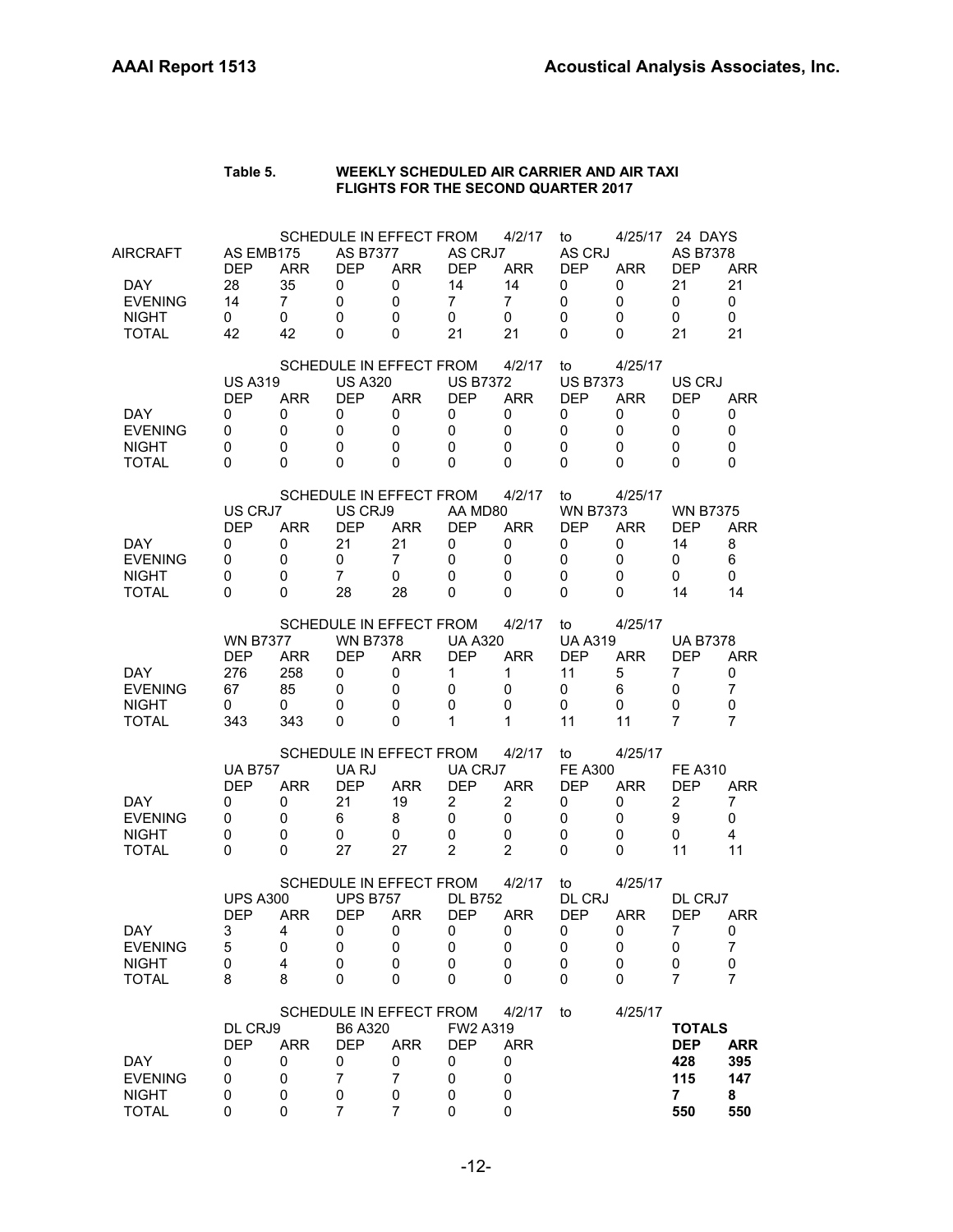**Table 5. WEEKLY SCHEDULED AIR CARRIER AND AIR TAXI FLIGHTS FOR THE SECOND QUARTER 2017**

SCHEDULE IN EFFECT FROM 4/2/17 to 4/25/17 24 DAYS

| AIRCRAFT | AS EMB175 | | AS B7377 | | AS CRJ7 | | AS CRJ | | AS B7378 | |
|---|---|---|---|---|---|---|---|---|---|---|
| | DEP | ARR | DEP | ARR | DEP | ARR | DEP | ARR | DEP | ARR |
| DAY | 28 | 35 | 0 | 0 | 14 | 14 | 0 | 0 | 21 | 21 |
| EVENING | 14 | 7 | 0 | 0 | 7 | 7 | 0 | 0 | 0 | 0 |
| NIGHT | 0 | 0 | 0 | 0 | 0 | 0 | 0 | 0 | 0 | 0 |
| TOTAL | 42 | 42 | 0 | 0 | 21 | 21 | 0 | 0 | 21 | 21 |

SCHEDULE IN EFFECT FROM 4/2/17 to 4/25/17

| | US A319 | | US A320 | | US B7372 | | US B7373 | | US CRJ | |
|---|---|---|---|---|---|---|---|---|---|---|
| | DEP | ARR | DEP | ARR | DEP | ARR | DEP | ARR | DEP | ARR |
| DAY | 0 | 0 | 0 | 0 | 0 | 0 | 0 | 0 | 0 | 0 |
| EVENING | 0 | 0 | 0 | 0 | 0 | 0 | 0 | 0 | 0 | 0 |
| NIGHT | 0 | 0 | 0 | 0 | 0 | 0 | 0 | 0 | 0 | 0 |
| TOTAL | 0 | 0 | 0 | 0 | 0 | 0 | 0 | 0 | 0 | 0 |

SCHEDULE IN EFFECT FROM 4/2/17 to 4/25/17

| | US CRJ7 | | US CRJ9 | | AA MD80 | | WN B7373 | | WN B7375 | |
|---|---|---|---|---|---|---|---|---|---|---|
| | DEP | ARR | DEP | ARR | DEP | ARR | DEP | ARR | DEP | ARR |
| DAY | 0 | 0 | 21 | 21 | 0 | 0 | 0 | 0 | 14 | 8 |
| EVENING | 0 | 0 | 0 | 7 | 0 | 0 | 0 | 0 | 0 | 6 |
| NIGHT | 0 | 0 | 7 | 0 | 0 | 0 | 0 | 0 | 0 | 0 |
| TOTAL | 0 | 0 | 28 | 28 | 0 | 0 | 0 | 0 | 14 | 14 |

SCHEDULE IN EFFECT FROM 4/2/17 to 4/25/17

| | WN B7377 | | WN B7378 | | UA A320 | | UA A319 | | UA B7378 | |
|---|---|---|---|---|---|---|---|---|---|---|
| | DEP | ARR | DEP | ARR | DEP | ARR | DEP | ARR | DEP | ARR |
| DAY | 276 | 258 | 0 | 0 | 1 | 1 | 11 | 5 | 7 | 0 |
| EVENING | 67 | 85 | 0 | 0 | 0 | 0 | 0 | 6 | 0 | 7 |
| NIGHT | 0 | 0 | 0 | 0 | 0 | 0 | 0 | 0 | 0 | 0 |
| TOTAL | 343 | 343 | 0 | 0 | 1 | 1 | 11 | 11 | 7 | 7 |

SCHEDULE IN EFFECT FROM 4/2/17 to 4/25/17

| | UA B757 | | UA RJ | | UA CRJ7 | | FE A300 | | FE A310 | |
|---|---|---|---|---|---|---|---|---|---|---|
| | DEP | ARR | DEP | ARR | DEP | ARR | DEP | ARR | DEP | ARR |
| DAY | 0 | 0 | 21 | 19 | 2 | 2 | 0 | 0 | 2 | 7 |
| EVENING | 0 | 0 | 6 | 8 | 0 | 0 | 0 | 0 | 9 | 0 |
| NIGHT | 0 | 0 | 0 | 0 | 0 | 0 | 0 | 0 | 0 | 4 |
| TOTAL | 0 | 0 | 27 | 27 | 2 | 2 | 0 | 0 | 11 | 11 |

SCHEDULE IN EFFECT FROM 4/2/17 to 4/25/17

| | UPS A300 | | UPS B757 | | DL B752 | | DL CRJ | | DL CRJ7 | |
|---|---|---|---|---|---|---|---|---|---|---|
| | DEP | ARR | DEP | ARR | DEP | ARR | DEP | ARR | DEP | ARR |
| DAY | 3 | 4 | 0 | 0 | 0 | 0 | 0 | 0 | 7 | 0 |
| EVENING | 5 | 0 | 0 | 0 | 0 | 0 | 0 | 0 | 0 | 7 |
| NIGHT | 0 | 4 | 0 | 0 | 0 | 0 | 0 | 0 | 0 | 0 |
| TOTAL | 8 | 8 | 0 | 0 | 0 | 0 | 0 | 0 | 7 | 7 |

SCHEDULE IN EFFECT FROM 4/2/17 to 4/25/17

| | DL CRJ9 | | B6 A320 | | FW2 A319 | | **TOTALS** | |
|---|---|---|---|---|---|---|---|---|
| | DEP | ARR | DEP | ARR | DEP | ARR | **DEP** | **ARR** |
| DAY | 0 | 0 | 0 | 0 | 0 | 0 | **428** | **395** |
| EVENING | 0 | 0 | 7 | 7 | 0 | 0 | **115** | **147** |
| NIGHT | 0 | 0 | 0 | 0 | 0 | 0 | **7** | **8** |
| TOTAL | 0 | 0 | 7 | 7 | 0 | 0 | **550** | **550** |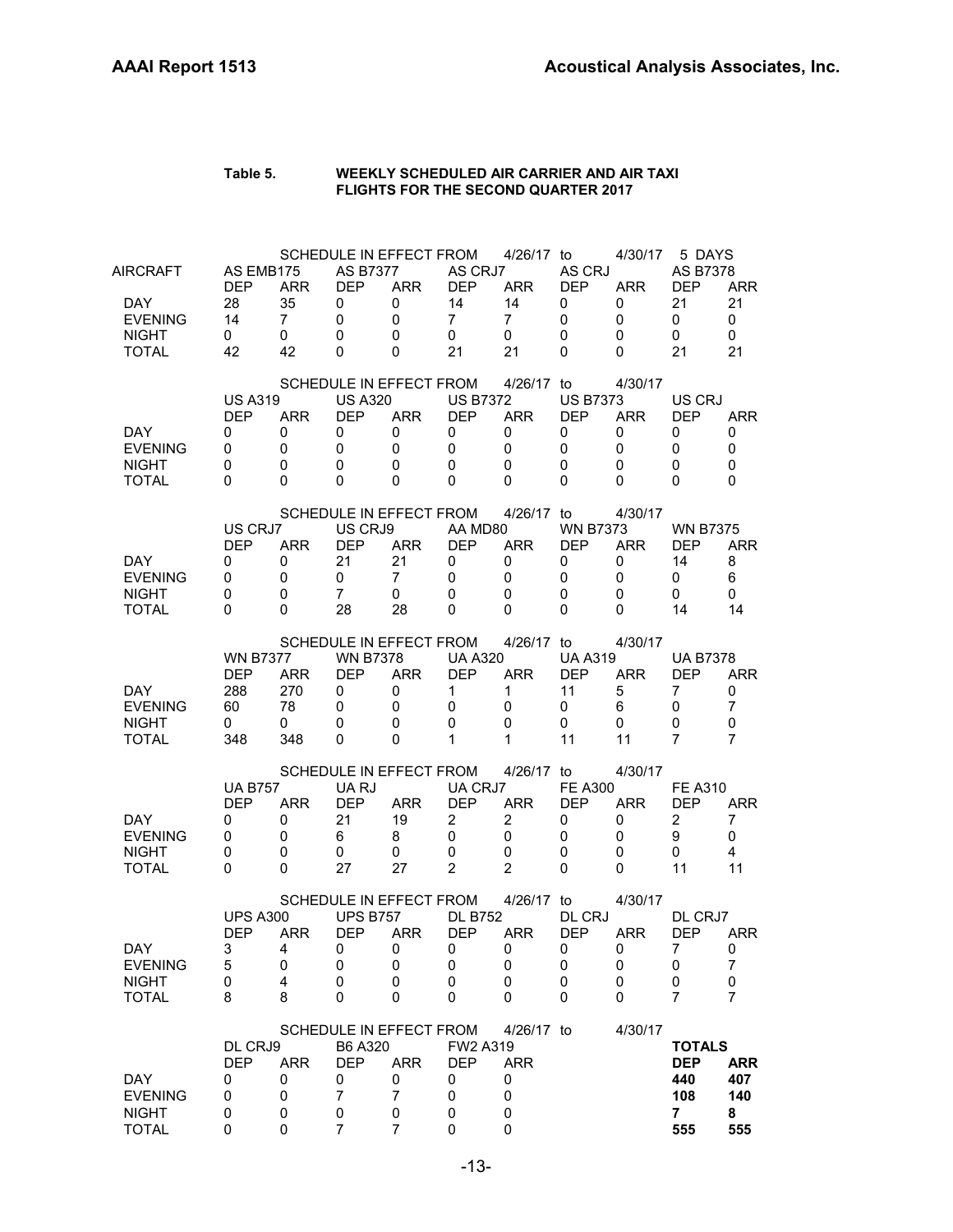**Table 5. WEEKLY SCHEDULED AIR CARRIER AND AIR TAXI FLIGHTS FOR THE SECOND QUARTER 2017**

SCHEDULE IN EFFECT FROM 4/26/17 to 4/30/17 5 DAYS

| AIRCRAFT | AS EMB175 | | AS B7377 | | AS CRJ7 | | AS CRJ | | AS B7378 | |
|---|---|---|---|---|---|---|---|---|---|---|
| | DEP | ARR | DEP | ARR | DEP | ARR | DEP | ARR | DEP | ARR |
| DAY | 28 | 35 | 0 | 0 | 14 | 14 | 0 | 0 | 21 | 21 |
| EVENING | 14 | 7 | 0 | 0 | 7 | 7 | 0 | 0 | 0 | 0 |
| NIGHT | 0 | 0 | 0 | 0 | 0 | 0 | 0 | 0 | 0 | 0 |
| TOTAL | 42 | 42 | 0 | 0 | 21 | 21 | 0 | 0 | 21 | 21 |

SCHEDULE IN EFFECT FROM 4/26/17 to 4/30/17

| | US A319 | | US A320 | | US B7372 | | US B7373 | | US CRJ | |
|---|---|---|---|---|---|---|---|---|---|---|
| | DEP | ARR | DEP | ARR | DEP | ARR | DEP | ARR | DEP | ARR |
| DAY | 0 | 0 | 0 | 0 | 0 | 0 | 0 | 0 | 0 | 0 |
| EVENING | 0 | 0 | 0 | 0 | 0 | 0 | 0 | 0 | 0 | 0 |
| NIGHT | 0 | 0 | 0 | 0 | 0 | 0 | 0 | 0 | 0 | 0 |
| TOTAL | 0 | 0 | 0 | 0 | 0 | 0 | 0 | 0 | 0 | 0 |

SCHEDULE IN EFFECT FROM 4/26/17 to 4/30/17

| | US CRJ7 | | US CRJ9 | | AA MD80 | | WN B7373 | | WN B7375 | |
|---|---|---|---|---|---|---|---|---|---|---|
| | DEP | ARR | DEP | ARR | DEP | ARR | DEP | ARR | DEP | ARR |
| DAY | 0 | 0 | 21 | 21 | 0 | 0 | 0 | 0 | 14 | 8 |
| EVENING | 0 | 0 | 0 | 7 | 0 | 0 | 0 | 0 | 0 | 6 |
| NIGHT | 0 | 0 | 7 | 0 | 0 | 0 | 0 | 0 | 0 | 0 |
| TOTAL | 0 | 0 | 28 | 28 | 0 | 0 | 0 | 0 | 14 | 14 |

SCHEDULE IN EFFECT FROM 4/26/17 to 4/30/17

| | WN B7377 | | WN B7378 | | UA A320 | | UA A319 | | UA B7378 | |
|---|---|---|---|---|---|---|---|---|---|---|
| | DEP | ARR | DEP | ARR | DEP | ARR | DEP | ARR | DEP | ARR |
| DAY | 288 | 270 | 0 | 0 | 1 | 1 | 11 | 5 | 7 | 0 |
| EVENING | 60 | 78 | 0 | 0 | 0 | 0 | 0 | 6 | 0 | 7 |
| NIGHT | 0 | 0 | 0 | 0 | 0 | 0 | 0 | 0 | 0 | 0 |
| TOTAL | 348 | 348 | 0 | 0 | 1 | 1 | 11 | 11 | 7 | 7 |

SCHEDULE IN EFFECT FROM 4/26/17 to 4/30/17

| | UA B757 | | UA RJ | | UA CRJ7 | | FE A300 | | FE A310 | |
|---|---|---|---|---|---|---|---|---|---|---|
| | DEP | ARR | DEP | ARR | DEP | ARR | DEP | ARR | DEP | ARR |
| DAY | 0 | 0 | 21 | 19 | 2 | 2 | 0 | 0 | 2 | 7 |
| EVENING | 0 | 0 | 6 | 8 | 0 | 0 | 0 | 0 | 9 | 0 |
| NIGHT | 0 | 0 | 0 | 0 | 0 | 0 | 0 | 0 | 0 | 4 |
| TOTAL | 0 | 0 | 27 | 27 | 2 | 2 | 0 | 0 | 11 | 11 |

SCHEDULE IN EFFECT FROM 4/26/17 to 4/30/17

| | UPS A300 | | UPS B757 | | DL B752 | | DL CRJ | | DL CRJ7 | |
|---|---|---|---|---|---|---|---|---|---|---|
| | DEP | ARR | DEP | ARR | DEP | ARR | DEP | ARR | DEP | ARR |
| DAY | 3 | 4 | 0 | 0 | 0 | 0 | 0 | 0 | 7 | 0 |
| EVENING | 5 | 0 | 0 | 0 | 0 | 0 | 0 | 0 | 0 | 7 |
| NIGHT | 0 | 4 | 0 | 0 | 0 | 0 | 0 | 0 | 0 | 0 |
| TOTAL | 8 | 8 | 0 | 0 | 0 | 0 | 0 | 0 | 7 | 7 |

SCHEDULE IN EFFECT FROM 4/26/17 to 4/30/17

| | DL CRJ9 | | B6 A320 | | FW2 A319 | | | | **TOTALS** | |
|---|---|---|---|---|---|---|---|---|---|---|
| | DEP | ARR | DEP | ARR | DEP | ARR | | | **DEP** | **ARR** |
| DAY | 0 | 0 | 0 | 0 | 0 | 0 | | | **440** | **407** |
| EVENING | 0 | 0 | 7 | 7 | 0 | 0 | | | **108** | **140** |
| NIGHT | 0 | 0 | 0 | 0 | 0 | 0 | | | **7** | **8** |
| TOTAL | 0 | 0 | 7 | 7 | 0 | 0 | | | **555** | **555** |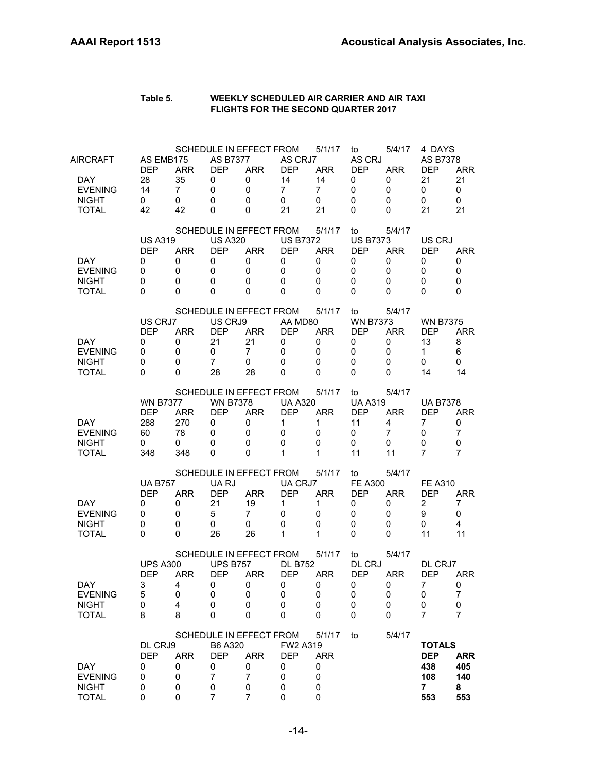**Table 5. WEEKLY SCHEDULED AIR CARRIER AND AIR TAXI FLIGHTS FOR THE SECOND QUARTER 2017**

SCHEDULE IN EFFECT FROM 5/1/17 to 5/4/17 4 DAYS

| AIRCRAFT | AS EMB175 | | AS B7377 | | AS CRJ7 | | AS CRJ | | AS B7378 | |
|---|---|---|---|---|---|---|---|---|---|---|
| | DEP | ARR | DEP | ARR | DEP | ARR | DEP | ARR | DEP | ARR |
| DAY | 28 | 35 | 0 | 0 | 14 | 14 | 0 | 0 | 21 | 21 |
| EVENING | 14 | 7 | 0 | 0 | 7 | 7 | 0 | 0 | 0 | 0 |
| NIGHT | 0 | 0 | 0 | 0 | 0 | 0 | 0 | 0 | 0 | 0 |
| TOTAL | 42 | 42 | 0 | 0 | 21 | 21 | 0 | 0 | 21 | 21 |

SCHEDULE IN EFFECT FROM 5/1/17 to 5/4/17

| | US A319 | | US A320 | | US B7372 | | US B7373 | | US CRJ | |
|---|---|---|---|---|---|---|---|---|---|---|
| | DEP | ARR | DEP | ARR | DEP | ARR | DEP | ARR | DEP | ARR |
| DAY | 0 | 0 | 0 | 0 | 0 | 0 | 0 | 0 | 0 | 0 |
| EVENING | 0 | 0 | 0 | 0 | 0 | 0 | 0 | 0 | 0 | 0 |
| NIGHT | 0 | 0 | 0 | 0 | 0 | 0 | 0 | 0 | 0 | 0 |
| TOTAL | 0 | 0 | 0 | 0 | 0 | 0 | 0 | 0 | 0 | 0 |

SCHEDULE IN EFFECT FROM 5/1/17 to 5/4/17

| | US CRJ7 | | US CRJ9 | | AA MD80 | | WN B7373 | | WN B7375 | |
|---|---|---|---|---|---|---|---|---|---|---|
| | DEP | ARR | DEP | ARR | DEP | ARR | DEP | ARR | DEP | ARR |
| DAY | 0 | 0 | 21 | 21 | 0 | 0 | 0 | 0 | 13 | 8 |
| EVENING | 0 | 0 | 0 | 7 | 0 | 0 | 0 | 0 | 1 | 6 |
| NIGHT | 0 | 0 | 7 | 0 | 0 | 0 | 0 | 0 | 0 | 0 |
| TOTAL | 0 | 0 | 28 | 28 | 0 | 0 | 0 | 0 | 14 | 14 |

SCHEDULE IN EFFECT FROM 5/1/17 to 5/4/17

| | WN B7377 | | WN B7378 | | UA A320 | | UA A319 | | UA B7378 | |
|---|---|---|---|---|---|---|---|---|---|---|
| | DEP | ARR | DEP | ARR | DEP | ARR | DEP | ARR | DEP | ARR |
| DAY | 288 | 270 | 0 | 0 | 1 | 1 | 11 | 4 | 7 | 0 |
| EVENING | 60 | 78 | 0 | 0 | 0 | 0 | 0 | 7 | 0 | 7 |
| NIGHT | 0 | 0 | 0 | 0 | 0 | 0 | 0 | 0 | 0 | 0 |
| TOTAL | 348 | 348 | 0 | 0 | 1 | 1 | 11 | 11 | 7 | 7 |

SCHEDULE IN EFFECT FROM 5/1/17 to 5/4/17

| | UA B757 | | UA RJ | | UA CRJ7 | | FE A300 | | FE A310 | |
|---|---|---|---|---|---|---|---|---|---|---|
| | DEP | ARR | DEP | ARR | DEP | ARR | DEP | ARR | DEP | ARR |
| DAY | 0 | 0 | 21 | 19 | 1 | 1 | 0 | 0 | 2 | 7 |
| EVENING | 0 | 0 | 5 | 7 | 0 | 0 | 0 | 0 | 9 | 0 |
| NIGHT | 0 | 0 | 0 | 0 | 0 | 0 | 0 | 0 | 0 | 4 |
| TOTAL | 0 | 0 | 26 | 26 | 1 | 1 | 0 | 0 | 11 | 11 |

SCHEDULE IN EFFECT FROM 5/1/17 to 5/4/17

| | UPS A300 | | UPS B757 | | DL B752 | | DL CRJ | | DL CRJ7 | |
|---|---|---|---|---|---|---|---|---|---|---|
| | DEP | ARR | DEP | ARR | DEP | ARR | DEP | ARR | DEP | ARR |
| DAY | 3 | 4 | 0 | 0 | 0 | 0 | 0 | 0 | 7 | 0 |
| EVENING | 5 | 0 | 0 | 0 | 0 | 0 | 0 | 0 | 0 | 7 |
| NIGHT | 0 | 4 | 0 | 0 | 0 | 0 | 0 | 0 | 0 | 0 |
| TOTAL | 8 | 8 | 0 | 0 | 0 | 0 | 0 | 0 | 7 | 7 |

SCHEDULE IN EFFECT FROM 5/1/17 to 5/4/17

| | DL CRJ9 | | B6 A320 | | FW2 A319 | | **TOTALS** | |
|---|---|---|---|---|---|---|---|---|
| | DEP | ARR | DEP | ARR | DEP | ARR | **DEP** | **ARR** |
| DAY | 0 | 0 | 0 | 0 | 0 | 0 | **438** | **405** |
| EVENING | 0 | 0 | 7 | 7 | 0 | 0 | **108** | **140** |
| NIGHT | 0 | 0 | 0 | 0 | 0 | 0 | **7** | **8** |
| TOTAL | 0 | 0 | 7 | 7 | 0 | 0 | **553** | **553** |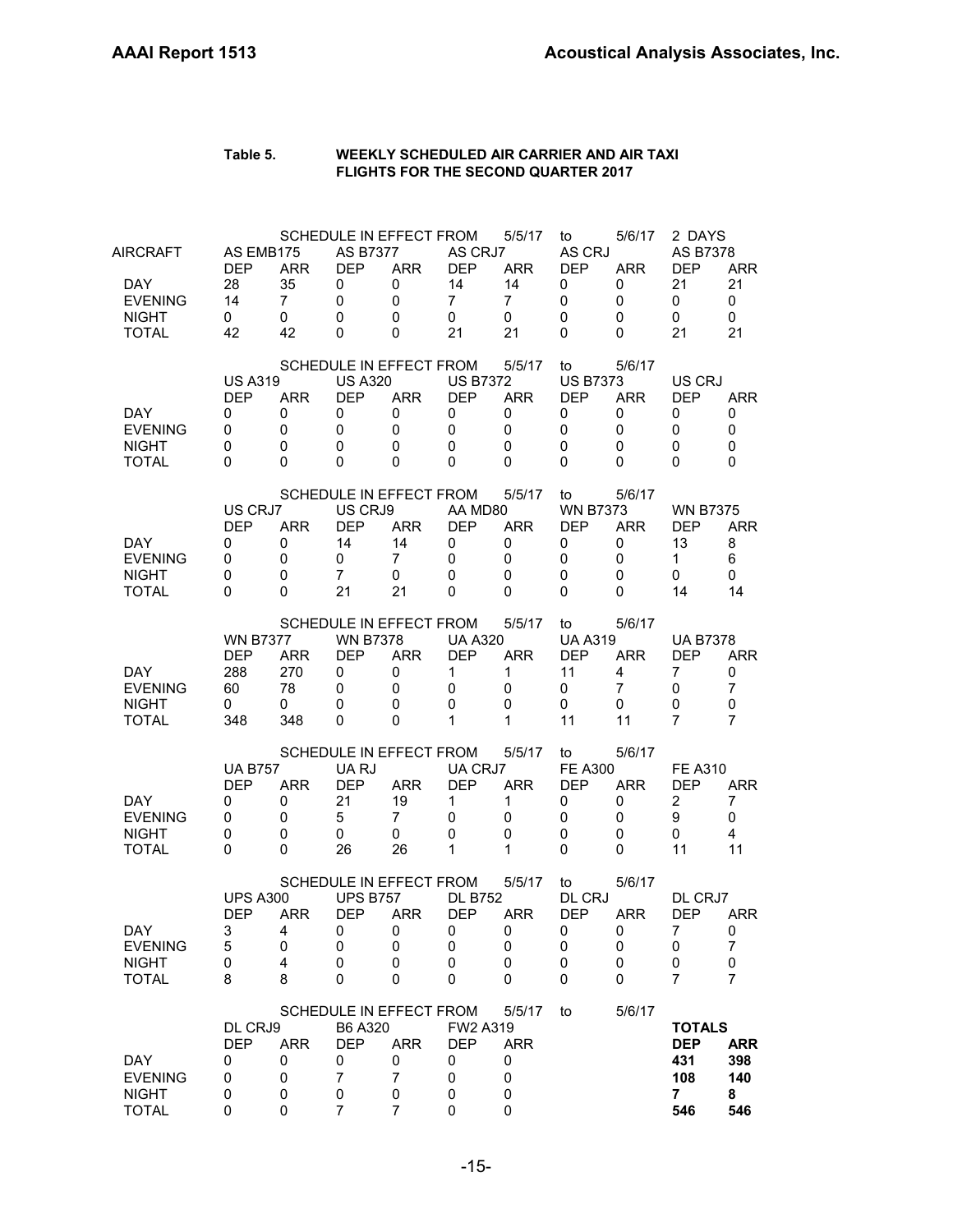**Table 5. WEEKLY SCHEDULED AIR CARRIER AND AIR TAXI FLIGHTS FOR THE SECOND QUARTER 2017**

SCHEDULE IN EFFECT FROM 5/5/17 to 5/6/17 2 DAYS

| AIRCRAFT | AS EMB175 | | AS B7377 | | AS CRJ7 | | AS CRJ | | AS B7378 | |
|---|---|---|---|---|---|---|---|---|---|---|
| | DEP | ARR | DEP | ARR | DEP | ARR | DEP | ARR | DEP | ARR |
| DAY | 28 | 35 | 0 | 0 | 14 | 14 | 0 | 0 | 21 | 21 |
| EVENING | 14 | 7 | 0 | 0 | 7 | 7 | 0 | 0 | 0 | 0 |
| NIGHT | 0 | 0 | 0 | 0 | 0 | 0 | 0 | 0 | 0 | 0 |
| TOTAL | 42 | 42 | 0 | 0 | 21 | 21 | 0 | 0 | 21 | 21 |

SCHEDULE IN EFFECT FROM 5/5/17 to 5/6/17

| | US A319 | | US A320 | | US B7372 | | US B7373 | | US CRJ | |
|---|---|---|---|---|---|---|---|---|---|---|
| | DEP | ARR | DEP | ARR | DEP | ARR | DEP | ARR | DEP | ARR |
| DAY | 0 | 0 | 0 | 0 | 0 | 0 | 0 | 0 | 0 | 0 |
| EVENING | 0 | 0 | 0 | 0 | 0 | 0 | 0 | 0 | 0 | 0 |
| NIGHT | 0 | 0 | 0 | 0 | 0 | 0 | 0 | 0 | 0 | 0 |
| TOTAL | 0 | 0 | 0 | 0 | 0 | 0 | 0 | 0 | 0 | 0 |

SCHEDULE IN EFFECT FROM 5/5/17 to 5/6/17

| | US CRJ7 | | US CRJ9 | | AA MD80 | | WN B7373 | | WN B7375 | |
|---|---|---|---|---|---|---|---|---|---|---|
| | DEP | ARR | DEP | ARR | DEP | ARR | DEP | ARR | DEP | ARR |
| DAY | 0 | 0 | 14 | 14 | 0 | 0 | 0 | 0 | 13 | 8 |
| EVENING | 0 | 0 | 0 | 7 | 0 | 0 | 0 | 0 | 1 | 6 |
| NIGHT | 0 | 0 | 7 | 0 | 0 | 0 | 0 | 0 | 0 | 0 |
| TOTAL | 0 | 0 | 21 | 21 | 0 | 0 | 0 | 0 | 14 | 14 |

SCHEDULE IN EFFECT FROM 5/5/17 to 5/6/17

| | WN B7377 | | WN B7378 | | UA A320 | | UA A319 | | UA B7378 | |
|---|---|---|---|---|---|---|---|---|---|---|
| | DEP | ARR | DEP | ARR | DEP | ARR | DEP | ARR | DEP | ARR |
| DAY | 288 | 270 | 0 | 0 | 1 | 1 | 11 | 4 | 7 | 0 |
| EVENING | 60 | 78 | 0 | 0 | 0 | 0 | 0 | 7 | 0 | 7 |
| NIGHT | 0 | 0 | 0 | 0 | 0 | 0 | 0 | 0 | 0 | 0 |
| TOTAL | 348 | 348 | 0 | 0 | 1 | 1 | 11 | 11 | 7 | 7 |

SCHEDULE IN EFFECT FROM 5/5/17 to 5/6/17

| | UA B757 | | UA RJ | | UA CRJ7 | | FE A300 | | FE A310 | |
|---|---|---|---|---|---|---|---|---|---|---|
| | DEP | ARR | DEP | ARR | DEP | ARR | DEP | ARR | DEP | ARR |
| DAY | 0 | 0 | 21 | 19 | 1 | 1 | 0 | 0 | 2 | 7 |
| EVENING | 0 | 0 | 5 | 7 | 0 | 0 | 0 | 0 | 9 | 0 |
| NIGHT | 0 | 0 | 0 | 0 | 0 | 0 | 0 | 0 | 0 | 4 |
| TOTAL | 0 | 0 | 26 | 26 | 1 | 1 | 0 | 0 | 11 | 11 |

SCHEDULE IN EFFECT FROM 5/5/17 to 5/6/17

| | UPS A300 | | UPS B757 | | DL B752 | | DL CRJ | | DL CRJ7 | |
|---|---|---|---|---|---|---|---|---|---|---|
| | DEP | ARR | DEP | ARR | DEP | ARR | DEP | ARR | DEP | ARR |
| DAY | 3 | 4 | 0 | 0 | 0 | 0 | 0 | 0 | 7 | 0 |
| EVENING | 5 | 0 | 0 | 0 | 0 | 0 | 0 | 0 | 0 | 7 |
| NIGHT | 0 | 4 | 0 | 0 | 0 | 0 | 0 | 0 | 0 | 0 |
| TOTAL | 8 | 8 | 0 | 0 | 0 | 0 | 0 | 0 | 7 | 7 |

SCHEDULE IN EFFECT FROM 5/5/17 to 5/6/17

| | DL CRJ9 | | B6 A320 | | FW2 A319 | | | | **TOTALS** | |
|---|---|---|---|---|---|---|---|---|---|---|
| | DEP | ARR | DEP | ARR | DEP | ARR | | | **DEP** | **ARR** |
| DAY | 0 | 0 | 0 | 0 | 0 | 0 | | | **431** | **398** |
| EVENING | 0 | 0 | 7 | 7 | 0 | 0 | | | **108** | **140** |
| NIGHT | 0 | 0 | 0 | 0 | 0 | 0 | | | **7** | **8** |
| TOTAL | 0 | 0 | 7 | 7 | 0 | 0 | | | **546** | **546** |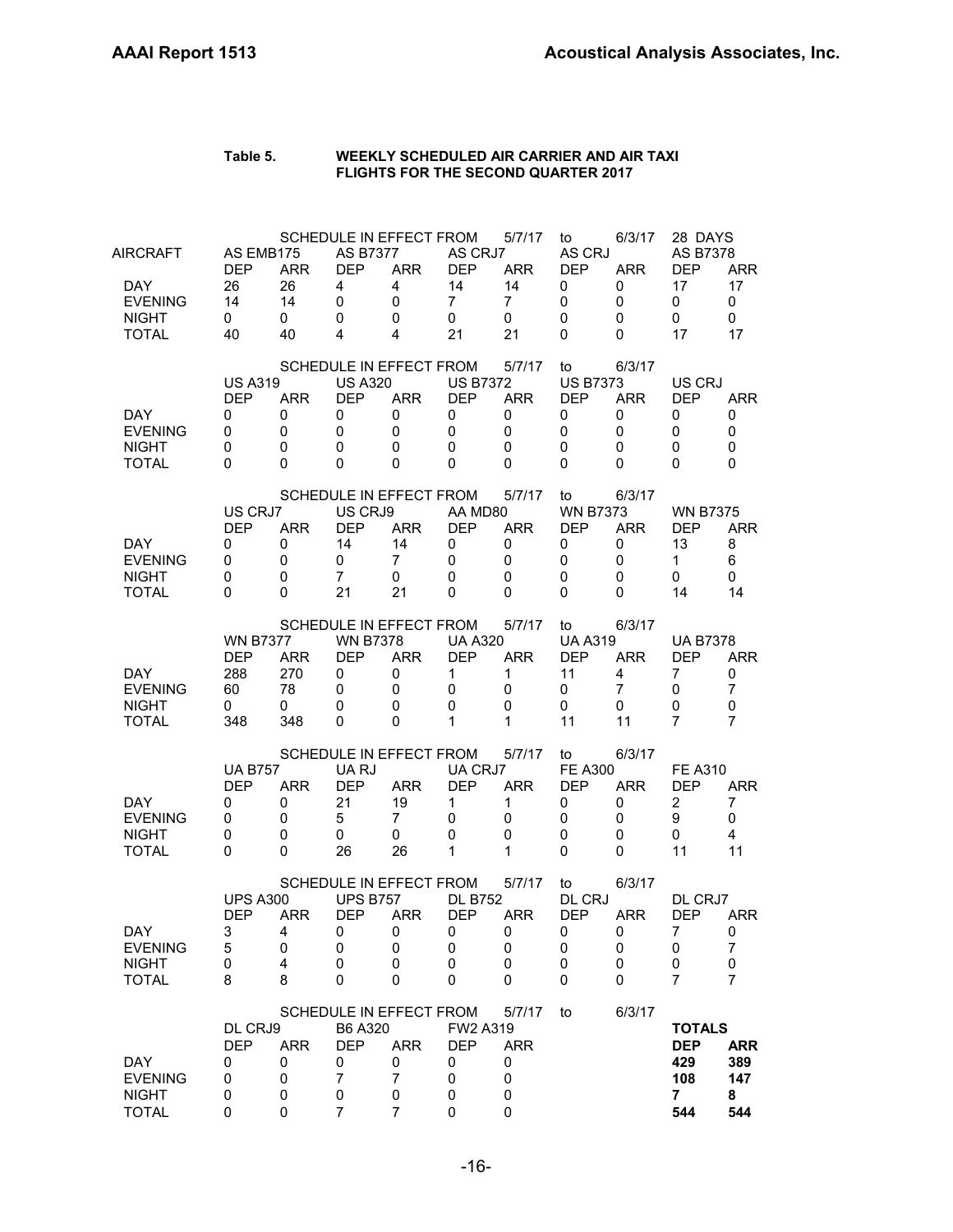**Table 5. WEEKLY SCHEDULED AIR CARRIER AND AIR TAXI FLIGHTS FOR THE SECOND QUARTER 2017**

SCHEDULE IN EFFECT FROM 5/7/17 to 6/3/17 28 DAYS

| AIRCRAFT | AS EMB175 | | AS B7377 | | AS CRJ7 | | AS CRJ | | AS B7378 | |
|---|---|---|---|---|---|---|---|---|---|---|
| | DEP | ARR | DEP | ARR | DEP | ARR | DEP | ARR | DEP | ARR |
| DAY | 26 | 26 | 4 | 4 | 14 | 14 | 0 | 0 | 17 | 17 |
| EVENING | 14 | 14 | 0 | 0 | 7 | 7 | 0 | 0 | 0 | 0 |
| NIGHT | 0 | 0 | 0 | 0 | 0 | 0 | 0 | 0 | 0 | 0 |
| TOTAL | 40 | 40 | 4 | 4 | 21 | 21 | 0 | 0 | 17 | 17 |

SCHEDULE IN EFFECT FROM 5/7/17 to 6/3/17

| | US A319 | | US A320 | | US B7372 | | US B7373 | | US CRJ | |
|---|---|---|---|---|---|---|---|---|---|---|
| | DEP | ARR | DEP | ARR | DEP | ARR | DEP | ARR | DEP | ARR |
| DAY | 0 | 0 | 0 | 0 | 0 | 0 | 0 | 0 | 0 | 0 |
| EVENING | 0 | 0 | 0 | 0 | 0 | 0 | 0 | 0 | 0 | 0 |
| NIGHT | 0 | 0 | 0 | 0 | 0 | 0 | 0 | 0 | 0 | 0 |
| TOTAL | 0 | 0 | 0 | 0 | 0 | 0 | 0 | 0 | 0 | 0 |

SCHEDULE IN EFFECT FROM 5/7/17 to 6/3/17

| | US CRJ7 | | US CRJ9 | | AA MD80 | | WN B7373 | | WN B7375 | |
|---|---|---|---|---|---|---|---|---|---|---|
| | DEP | ARR | DEP | ARR | DEP | ARR | DEP | ARR | DEP | ARR |
| DAY | 0 | 0 | 14 | 14 | 0 | 0 | 0 | 0 | 13 | 8 |
| EVENING | 0 | 0 | 0 | 7 | 0 | 0 | 0 | 0 | 1 | 6 |
| NIGHT | 0 | 0 | 7 | 0 | 0 | 0 | 0 | 0 | 0 | 0 |
| TOTAL | 0 | 0 | 21 | 21 | 0 | 0 | 0 | 0 | 14 | 14 |

SCHEDULE IN EFFECT FROM 5/7/17 to 6/3/17

| | WN B7377 | | WN B7378 | | UA A320 | | UA A319 | | UA B7378 | |
|---|---|---|---|---|---|---|---|---|---|---|
| | DEP | ARR | DEP | ARR | DEP | ARR | DEP | ARR | DEP | ARR |
| DAY | 288 | 270 | 0 | 0 | 1 | 1 | 11 | 4 | 7 | 0 |
| EVENING | 60 | 78 | 0 | 0 | 0 | 0 | 0 | 7 | 0 | 7 |
| NIGHT | 0 | 0 | 0 | 0 | 0 | 0 | 0 | 0 | 0 | 0 |
| TOTAL | 348 | 348 | 0 | 0 | 1 | 1 | 11 | 11 | 7 | 7 |

SCHEDULE IN EFFECT FROM 5/7/17 to 6/3/17

| | UA B757 | | UA RJ | | UA CRJ7 | | FE A300 | | FE A310 | |
|---|---|---|---|---|---|---|---|---|---|---|
| | DEP | ARR | DEP | ARR | DEP | ARR | DEP | ARR | DEP | ARR |
| DAY | 0 | 0 | 21 | 19 | 1 | 1 | 0 | 0 | 2 | 7 |
| EVENING | 0 | 0 | 5 | 7 | 0 | 0 | 0 | 0 | 9 | 0 |
| NIGHT | 0 | 0 | 0 | 0 | 0 | 0 | 0 | 0 | 0 | 4 |
| TOTAL | 0 | 0 | 26 | 26 | 1 | 1 | 0 | 0 | 11 | 11 |

SCHEDULE IN EFFECT FROM 5/7/17 to 6/3/17

| | UPS A300 | | UPS B757 | | DL B752 | | DL CRJ | | DL CRJ7 | |
|---|---|---|---|---|---|---|---|---|---|---|
| | DEP | ARR | DEP | ARR | DEP | ARR | DEP | ARR | DEP | ARR |
| DAY | 3 | 4 | 0 | 0 | 0 | 0 | 0 | 0 | 7 | 0 |
| EVENING | 5 | 0 | 0 | 0 | 0 | 0 | 0 | 0 | 0 | 7 |
| NIGHT | 0 | 4 | 0 | 0 | 0 | 0 | 0 | 0 | 0 | 0 |
| TOTAL | 8 | 8 | 0 | 0 | 0 | 0 | 0 | 0 | 7 | 7 |

SCHEDULE IN EFFECT FROM 5/7/17 to 6/3/17

| | DL CRJ9 | | B6 A320 | | FW2 A319 | | **TOTALS** | |
|---|---|---|---|---|---|---|---|---|
| | DEP | ARR | DEP | ARR | DEP | ARR | **DEP** | **ARR** |
| DAY | 0 | 0 | 0 | 0 | 0 | 0 | **429** | **389** |
| EVENING | 0 | 0 | 7 | 7 | 0 | 0 | **108** | **147** |
| NIGHT | 0 | 0 | 0 | 0 | 0 | 0 | **7** | **8** |
| TOTAL | 0 | 0 | 7 | 7 | 0 | 0 | **544** | **544** |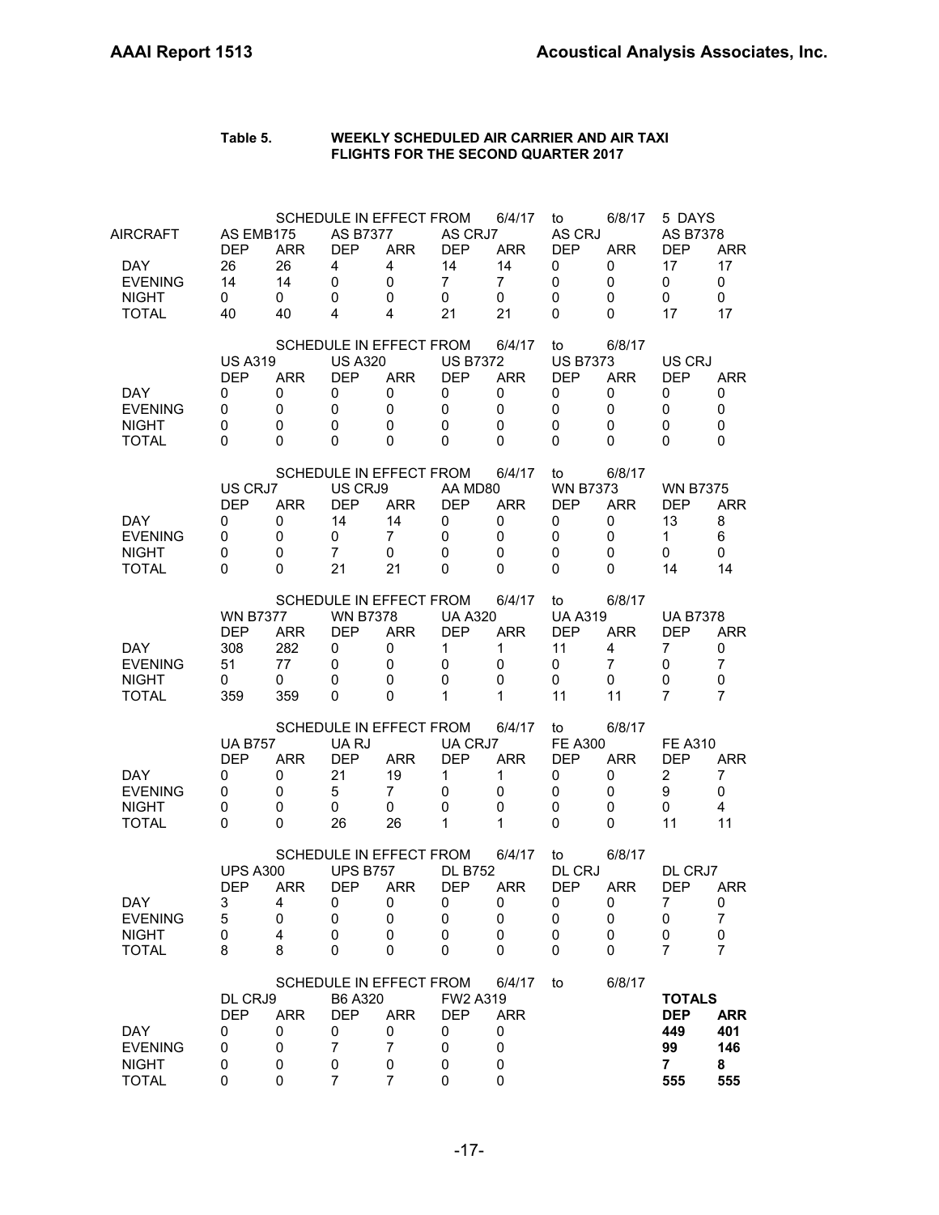**Table 5. WEEKLY SCHEDULED AIR CARRIER AND AIR TAXI FLIGHTS FOR THE SECOND QUARTER 2017**

SCHEDULE IN EFFECT FROM 6/4/17 to 6/8/17 5 DAYS

| AIRCRAFT | AS EMB175 | | AS B7377 | | AS CRJ7 | | AS CRJ | | AS B7378 | |
|---|---|---|---|---|---|---|---|---|---|---|
| | DEP | ARR | DEP | ARR | DEP | ARR | DEP | ARR | DEP | ARR |
| DAY | 26 | 26 | 4 | 4 | 14 | 14 | 0 | 0 | 17 | 17 |
| EVENING | 14 | 14 | 0 | 0 | 7 | 7 | 0 | 0 | 0 | 0 |
| NIGHT | 0 | 0 | 0 | 0 | 0 | 0 | 0 | 0 | 0 | 0 |
| TOTAL | 40 | 40 | 4 | 4 | 21 | 21 | 0 | 0 | 17 | 17 |

SCHEDULE IN EFFECT FROM 6/4/17 to 6/8/17

| | US A319 | | US A320 | | US B7372 | | US B7373 | | US CRJ | |
|---|---|---|---|---|---|---|---|---|---|---|
| | DEP | ARR | DEP | ARR | DEP | ARR | DEP | ARR | DEP | ARR |
| DAY | 0 | 0 | 0 | 0 | 0 | 0 | 0 | 0 | 0 | 0 |
| EVENING | 0 | 0 | 0 | 0 | 0 | 0 | 0 | 0 | 0 | 0 |
| NIGHT | 0 | 0 | 0 | 0 | 0 | 0 | 0 | 0 | 0 | 0 |
| TOTAL | 0 | 0 | 0 | 0 | 0 | 0 | 0 | 0 | 0 | 0 |

SCHEDULE IN EFFECT FROM 6/4/17 to 6/8/17

| | US CRJ7 | | US CRJ9 | | AA MD80 | | WN B7373 | | WN B7375 | |
|---|---|---|---|---|---|---|---|---|---|---|
| | DEP | ARR | DEP | ARR | DEP | ARR | DEP | ARR | DEP | ARR |
| DAY | 0 | 0 | 14 | 14 | 0 | 0 | 0 | 0 | 13 | 8 |
| EVENING | 0 | 0 | 0 | 7 | 0 | 0 | 0 | 0 | 1 | 6 |
| NIGHT | 0 | 0 | 7 | 0 | 0 | 0 | 0 | 0 | 0 | 0 |
| TOTAL | 0 | 0 | 21 | 21 | 0 | 0 | 0 | 0 | 14 | 14 |

SCHEDULE IN EFFECT FROM 6/4/17 to 6/8/17

| | WN B7377 | | WN B7378 | | UA A320 | | UA A319 | | UA B7378 | |
|---|---|---|---|---|---|---|---|---|---|---|
| | DEP | ARR | DEP | ARR | DEP | ARR | DEP | ARR | DEP | ARR |
| DAY | 308 | 282 | 0 | 0 | 1 | 1 | 11 | 4 | 7 | 0 |
| EVENING | 51 | 77 | 0 | 0 | 0 | 0 | 0 | 7 | 0 | 7 |
| NIGHT | 0 | 0 | 0 | 0 | 0 | 0 | 0 | 0 | 0 | 0 |
| TOTAL | 359 | 359 | 0 | 0 | 1 | 1 | 11 | 11 | 7 | 7 |

SCHEDULE IN EFFECT FROM 6/4/17 to 6/8/17

| | UA B757 | | UA RJ | | UA CRJ7 | | FE A300 | | FE A310 | |
|---|---|---|---|---|---|---|---|---|---|---|
| | DEP | ARR | DEP | ARR | DEP | ARR | DEP | ARR | DEP | ARR |
| DAY | 0 | 0 | 21 | 19 | 1 | 1 | 0 | 0 | 2 | 7 |
| EVENING | 0 | 0 | 5 | 7 | 0 | 0 | 0 | 0 | 9 | 0 |
| NIGHT | 0 | 0 | 0 | 0 | 0 | 0 | 0 | 0 | 0 | 4 |
| TOTAL | 0 | 0 | 26 | 26 | 1 | 1 | 0 | 0 | 11 | 11 |

SCHEDULE IN EFFECT FROM 6/4/17 to 6/8/17

| | UPS A300 | | UPS B757 | | DL B752 | | DL CRJ | | DL CRJ7 | |
|---|---|---|---|---|---|---|---|---|---|---|
| | DEP | ARR | DEP | ARR | DEP | ARR | DEP | ARR | DEP | ARR |
| DAY | 3 | 4 | 0 | 0 | 0 | 0 | 0 | 0 | 7 | 0 |
| EVENING | 5 | 0 | 0 | 0 | 0 | 0 | 0 | 0 | 0 | 7 |
| NIGHT | 0 | 4 | 0 | 0 | 0 | 0 | 0 | 0 | 0 | 0 |
| TOTAL | 8 | 8 | 0 | 0 | 0 | 0 | 0 | 0 | 7 | 7 |

SCHEDULE IN EFFECT FROM 6/4/17 to 6/8/17

| | DL CRJ9 | | B6 A320 | | FW2 A319 | | **TOTALS** | |
|---|---|---|---|---|---|---|---|---|
| | DEP | ARR | DEP | ARR | DEP | ARR | **DEP** | **ARR** |
| DAY | 0 | 0 | 0 | 0 | 0 | 0 | **449** | **401** |
| EVENING | 0 | 0 | 7 | 7 | 0 | 0 | **99** | **146** |
| NIGHT | 0 | 0 | 0 | 0 | 0 | 0 | **7** | **8** |
| TOTAL | 0 | 0 | 7 | 7 | 0 | 0 | **555** | **555** |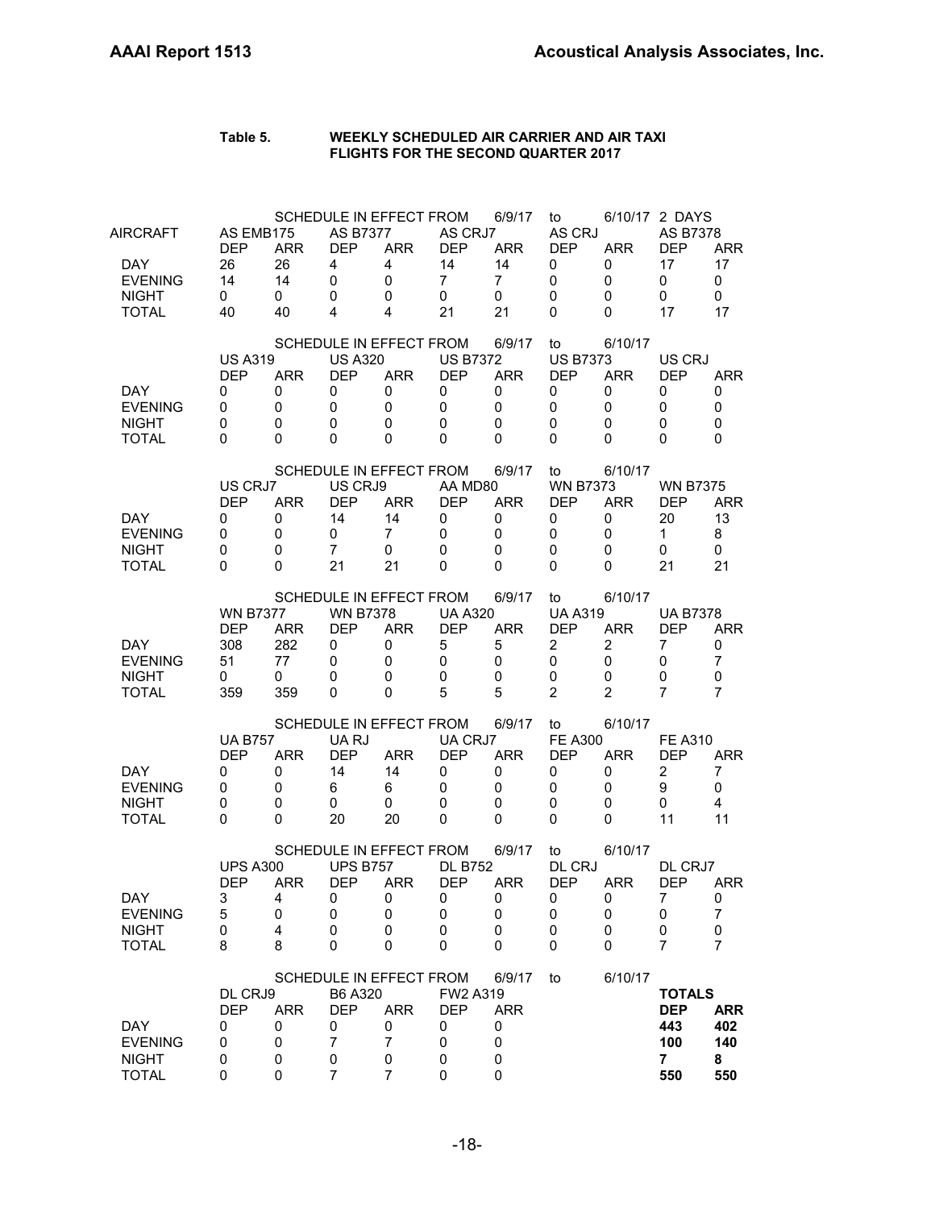**Table 5. WEEKLY SCHEDULED AIR CARRIER AND AIR TAXI FLIGHTS FOR THE SECOND QUARTER 2017**

SCHEDULE IN EFFECT FROM 6/9/17 to 6/10/17 2 DAYS

| AIRCRAFT | AS EMB175 | | AS B7377 | | AS CRJ7 | | AS CRJ | | AS B7378 | |
|---|---|---|---|---|---|---|---|---|---|---|
| | DEP | ARR | DEP | ARR | DEP | ARR | DEP | ARR | DEP | ARR |
| DAY | 26 | 26 | 4 | 4 | 14 | 14 | 0 | 0 | 17 | 17 |
| EVENING | 14 | 14 | 0 | 0 | 7 | 7 | 0 | 0 | 0 | 0 |
| NIGHT | 0 | 0 | 0 | 0 | 0 | 0 | 0 | 0 | 0 | 0 |
| TOTAL | 40 | 40 | 4 | 4 | 21 | 21 | 0 | 0 | 17 | 17 |

SCHEDULE IN EFFECT FROM 6/9/17 to 6/10/17

| | US A319 | | US A320 | | US B7372 | | US B7373 | | US CRJ | |
|---|---|---|---|---|---|---|---|---|---|---|
| | DEP | ARR | DEP | ARR | DEP | ARR | DEP | ARR | DEP | ARR |
| DAY | 0 | 0 | 0 | 0 | 0 | 0 | 0 | 0 | 0 | 0 |
| EVENING | 0 | 0 | 0 | 0 | 0 | 0 | 0 | 0 | 0 | 0 |
| NIGHT | 0 | 0 | 0 | 0 | 0 | 0 | 0 | 0 | 0 | 0 |
| TOTAL | 0 | 0 | 0 | 0 | 0 | 0 | 0 | 0 | 0 | 0 |

SCHEDULE IN EFFECT FROM 6/9/17 to 6/10/17

| | US CRJ7 | | US CRJ9 | | AA MD80 | | WN B7373 | | WN B7375 | |
|---|---|---|---|---|---|---|---|---|---|---|
| | DEP | ARR | DEP | ARR | DEP | ARR | DEP | ARR | DEP | ARR |
| DAY | 0 | 0 | 14 | 14 | 0 | 0 | 0 | 0 | 20 | 13 |
| EVENING | 0 | 0 | 0 | 7 | 0 | 0 | 0 | 0 | 1 | 8 |
| NIGHT | 0 | 0 | 7 | 0 | 0 | 0 | 0 | 0 | 0 | 0 |
| TOTAL | 0 | 0 | 21 | 21 | 0 | 0 | 0 | 0 | 21 | 21 |

SCHEDULE IN EFFECT FROM 6/9/17 to 6/10/17

| | WN B7377 | | WN B7378 | | UA A320 | | UA A319 | | UA B7378 | |
|---|---|---|---|---|---|---|---|---|---|---|
| | DEP | ARR | DEP | ARR | DEP | ARR | DEP | ARR | DEP | ARR |
| DAY | 308 | 282 | 0 | 0 | 5 | 5 | 2 | 2 | 7 | 0 |
| EVENING | 51 | 77 | 0 | 0 | 0 | 0 | 0 | 0 | 0 | 7 |
| NIGHT | 0 | 0 | 0 | 0 | 0 | 0 | 0 | 0 | 0 | 0 |
| TOTAL | 359 | 359 | 0 | 0 | 5 | 5 | 2 | 2 | 7 | 7 |

SCHEDULE IN EFFECT FROM 6/9/17 to 6/10/17

| | UA B757 | | UA RJ | | UA CRJ7 | | FE A300 | | FE A310 | |
|---|---|---|---|---|---|---|---|---|---|---|
| | DEP | ARR | DEP | ARR | DEP | ARR | DEP | ARR | DEP | ARR |
| DAY | 0 | 0 | 14 | 14 | 0 | 0 | 0 | 0 | 2 | 7 |
| EVENING | 0 | 0 | 6 | 6 | 0 | 0 | 0 | 0 | 9 | 0 |
| NIGHT | 0 | 0 | 0 | 0 | 0 | 0 | 0 | 0 | 0 | 4 |
| TOTAL | 0 | 0 | 20 | 20 | 0 | 0 | 0 | 0 | 11 | 11 |

SCHEDULE IN EFFECT FROM 6/9/17 to 6/10/17

| | UPS A300 | | UPS B757 | | DL B752 | | DL CRJ | | DL CRJ7 | |
|---|---|---|---|---|---|---|---|---|---|---|
| | DEP | ARR | DEP | ARR | DEP | ARR | DEP | ARR | DEP | ARR |
| DAY | 3 | 4 | 0 | 0 | 0 | 0 | 0 | 0 | 7 | 0 |
| EVENING | 5 | 0 | 0 | 0 | 0 | 0 | 0 | 0 | 0 | 7 |
| NIGHT | 0 | 4 | 0 | 0 | 0 | 0 | 0 | 0 | 0 | 0 |
| TOTAL | 8 | 8 | 0 | 0 | 0 | 0 | 0 | 0 | 7 | 7 |

SCHEDULE IN EFFECT FROM 6/9/17 to 6/10/17

| | DL CRJ9 | | B6 A320 | | FW2 A319 | | **TOTALS** | |
|---|---|---|---|---|---|---|---|---|
| | DEP | ARR | DEP | ARR | DEP | ARR | **DEP** | **ARR** |
| DAY | 0 | 0 | 0 | 0 | 0 | 0 | **443** | **402** |
| EVENING | 0 | 0 | 7 | 7 | 0 | 0 | **100** | **140** |
| NIGHT | 0 | 0 | 0 | 0 | 0 | 0 | **7** | **8** |
| TOTAL | 0 | 0 | 7 | 7 | 0 | 0 | **550** | **550** |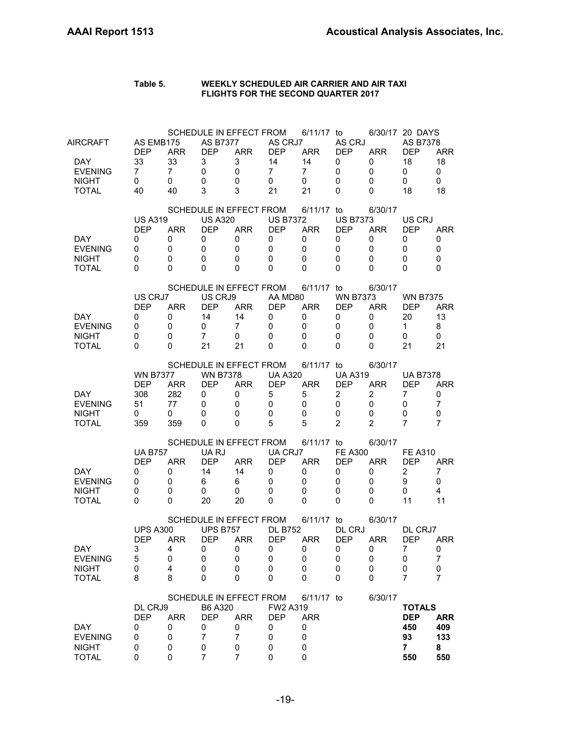**Table 5. WEEKLY SCHEDULED AIR CARRIER AND AIR TAXI FLIGHTS FOR THE SECOND QUARTER 2017**

SCHEDULE IN EFFECT FROM 6/11/17 to 6/30/17 20 DAYS

| AIRCRAFT | AS EMB175 | | AS B7377 | | AS CRJ7 | | AS CRJ | | AS B7378 | |
|---|---|---|---|---|---|---|---|---|---|---|
| | DEP | ARR | DEP | ARR | DEP | ARR | DEP | ARR | DEP | ARR |
| DAY | 33 | 33 | 3 | 3 | 14 | 14 | 0 | 0 | 18 | 18 |
| EVENING | 7 | 7 | 0 | 0 | 7 | 7 | 0 | 0 | 0 | 0 |
| NIGHT | 0 | 0 | 0 | 0 | 0 | 0 | 0 | 0 | 0 | 0 |
| TOTAL | 40 | 40 | 3 | 3 | 21 | 21 | 0 | 0 | 18 | 18 |

SCHEDULE IN EFFECT FROM 6/11/17 to 6/30/17

| | US A319 | | US A320 | | US B7372 | | US B7373 | | US CRJ | |
|---|---|---|---|---|---|---|---|---|---|---|
| | DEP | ARR | DEP | ARR | DEP | ARR | DEP | ARR | DEP | ARR |
| DAY | 0 | 0 | 0 | 0 | 0 | 0 | 0 | 0 | 0 | 0 |
| EVENING | 0 | 0 | 0 | 0 | 0 | 0 | 0 | 0 | 0 | 0 |
| NIGHT | 0 | 0 | 0 | 0 | 0 | 0 | 0 | 0 | 0 | 0 |
| TOTAL | 0 | 0 | 0 | 0 | 0 | 0 | 0 | 0 | 0 | 0 |

SCHEDULE IN EFFECT FROM 6/11/17 to 6/30/17

| | US CRJ7 | | US CRJ9 | | AA MD80 | | WN B7373 | | WN B7375 | |
|---|---|---|---|---|---|---|---|---|---|---|
| | DEP | ARR | DEP | ARR | DEP | ARR | DEP | ARR | DEP | ARR |
| DAY | 0 | 0 | 14 | 14 | 0 | 0 | 0 | 0 | 20 | 13 |
| EVENING | 0 | 0 | 0 | 7 | 0 | 0 | 0 | 0 | 1 | 8 |
| NIGHT | 0 | 0 | 7 | 0 | 0 | 0 | 0 | 0 | 0 | 0 |
| TOTAL | 0 | 0 | 21 | 21 | 0 | 0 | 0 | 0 | 21 | 21 |

SCHEDULE IN EFFECT FROM 6/11/17 to 6/30/17

| | WN B7377 | | WN B7378 | | UA A320 | | UA A319 | | UA B7378 | |
|---|---|---|---|---|---|---|---|---|---|---|
| | DEP | ARR | DEP | ARR | DEP | ARR | DEP | ARR | DEP | ARR |
| DAY | 308 | 282 | 0 | 0 | 5 | 5 | 2 | 2 | 7 | 0 |
| EVENING | 51 | 77 | 0 | 0 | 0 | 0 | 0 | 0 | 0 | 7 |
| NIGHT | 0 | 0 | 0 | 0 | 0 | 0 | 0 | 0 | 0 | 0 |
| TOTAL | 359 | 359 | 0 | 0 | 5 | 5 | 2 | 2 | 7 | 7 |

SCHEDULE IN EFFECT FROM 6/11/17 to 6/30/17

| | UA B757 | | UA RJ | | UA CRJ7 | | FE A300 | | FE A310 | |
|---|---|---|---|---|---|---|---|---|---|---|
| | DEP | ARR | DEP | ARR | DEP | ARR | DEP | ARR | DEP | ARR |
| DAY | 0 | 0 | 14 | 14 | 0 | 0 | 0 | 0 | 2 | 7 |
| EVENING | 0 | 0 | 6 | 6 | 0 | 0 | 0 | 0 | 9 | 0 |
| NIGHT | 0 | 0 | 0 | 0 | 0 | 0 | 0 | 0 | 0 | 4 |
| TOTAL | 0 | 0 | 20 | 20 | 0 | 0 | 0 | 0 | 11 | 11 |

SCHEDULE IN EFFECT FROM 6/11/17 to 6/30/17

| | UPS A300 | | UPS B757 | | DL B752 | | DL CRJ | | DL CRJ7 | |
|---|---|---|---|---|---|---|---|---|---|---|
| | DEP | ARR | DEP | ARR | DEP | ARR | DEP | ARR | DEP | ARR |
| DAY | 3 | 4 | 0 | 0 | 0 | 0 | 0 | 0 | 7 | 0 |
| EVENING | 5 | 0 | 0 | 0 | 0 | 0 | 0 | 0 | 0 | 7 |
| NIGHT | 0 | 4 | 0 | 0 | 0 | 0 | 0 | 0 | 0 | 0 |
| TOTAL | 8 | 8 | 0 | 0 | 0 | 0 | 0 | 0 | 7 | 7 |

SCHEDULE IN EFFECT FROM 6/11/17 to 6/30/17

| | DL CRJ9 | | B6 A320 | | FW2 A319 | | | | **TOTALS** | |
|---|---|---|---|---|---|---|---|---|---|---|
| | DEP | ARR | DEP | ARR | DEP | ARR | | | **DEP** | **ARR** |
| DAY | 0 | 0 | 0 | 0 | 0 | 0 | | | **450** | **409** |
| EVENING | 0 | 0 | 7 | 7 | 0 | 0 | | | **93** | **133** |
| NIGHT | 0 | 0 | 0 | 0 | 0 | 0 | | | **7** | **8** |
| TOTAL | 0 | 0 | 7 | 7 | 0 | 0 | | | **550** | **550** |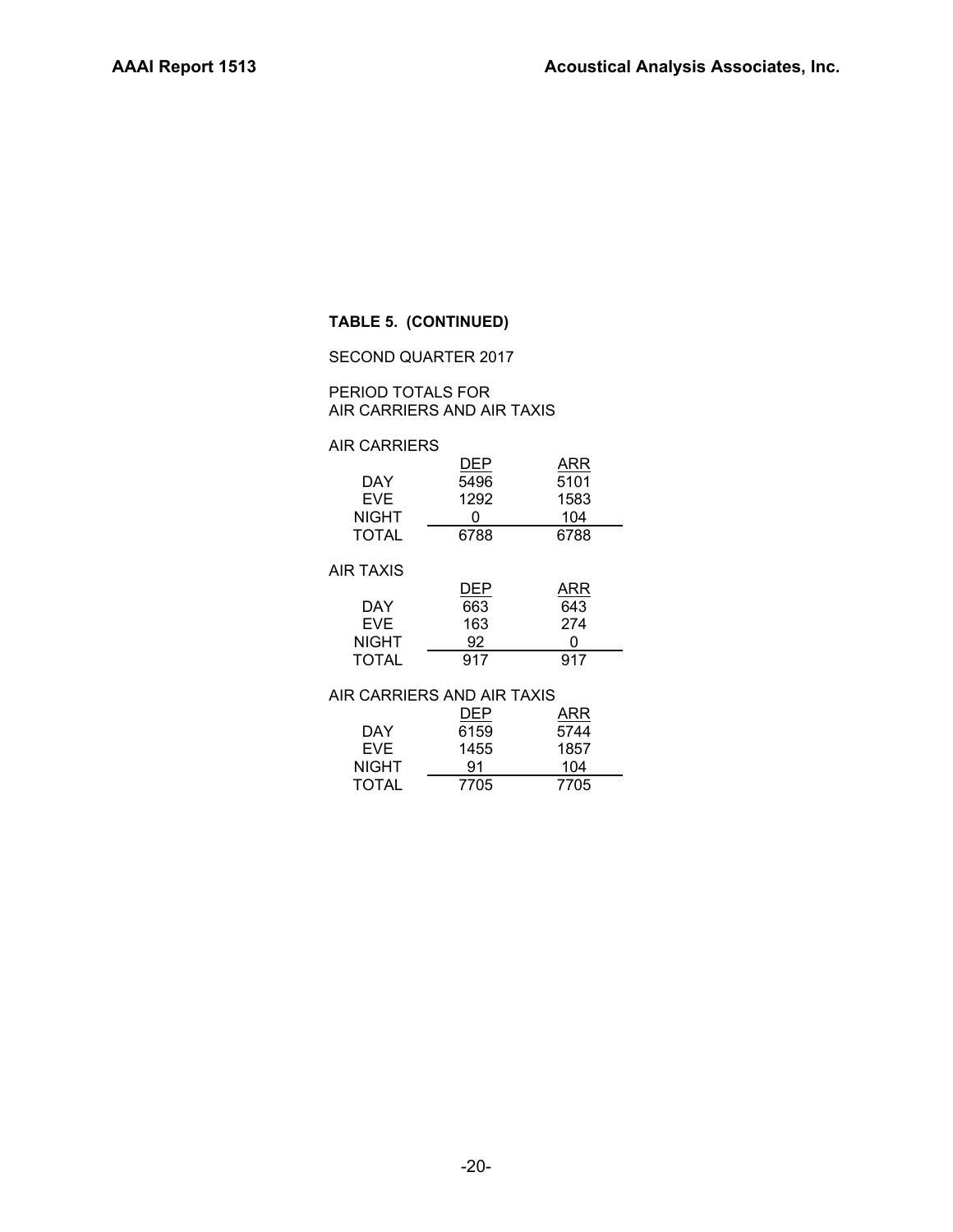**TABLE 5. (CONTINUED)**

SECOND QUARTER 2017

PERIOD TOTALS FOR
AIR CARRIERS AND AIR TAXIS

AIR CARRIERS

| | DEP | ARR |
|---|---|---|
| DAY | 5496 | 5101 |
| EVE | 1292 | 1583 |
| NIGHT | 0 | 104 |
| TOTAL | 6788 | 6788 |

AIR TAXIS

| | DEP | ARR |
|---|---|---|
| DAY | 663 | 643 |
| EVE | 163 | 274 |
| NIGHT | 92 | 0 |
| TOTAL | 917 | 917 |

AIR CARRIERS AND AIR TAXIS

| | DEP | ARR |
|---|---|---|
| DAY | 6159 | 5744 |
| EVE | 1455 | 1857 |
| NIGHT | 91 | 104 |
| TOTAL | 7705 | 7705 |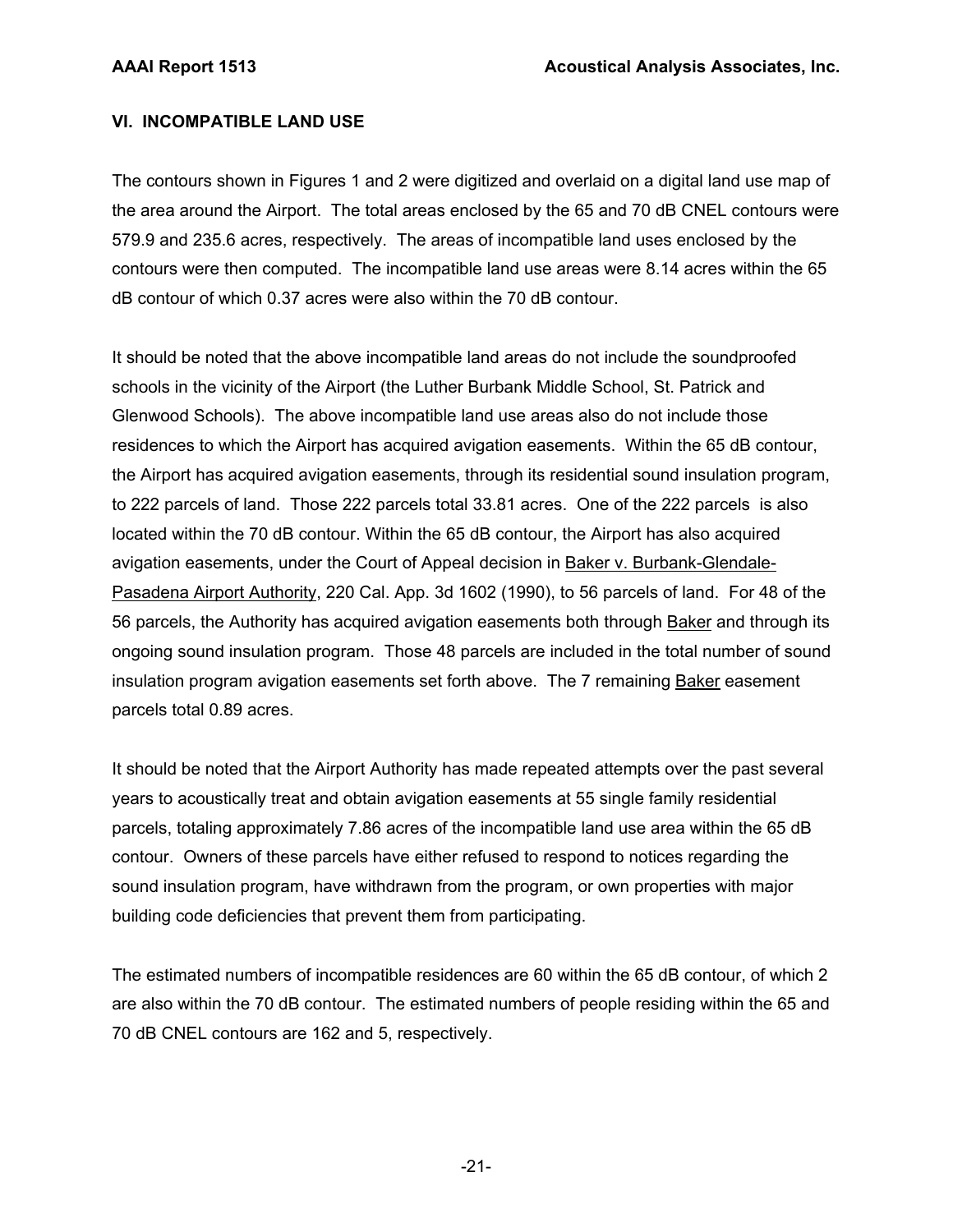## VI. INCOMPATIBLE LAND USE

The contours shown in Figures 1 and 2 were digitized and overlaid on a digital land use map of the area around the Airport. The total areas enclosed by the 65 and 70 dB CNEL contours were 579.9 and 235.6 acres, respectively. The areas of incompatible land uses enclosed by the contours were then computed. The incompatible land use areas were 8.14 acres within the 65 dB contour of which 0.37 acres were also within the 70 dB contour.

It should be noted that the above incompatible land areas do not include the soundproofed schools in the vicinity of the Airport (the Luther Burbank Middle School, St. Patrick and Glenwood Schools). The above incompatible land use areas also do not include those residences to which the Airport has acquired avigation easements. Within the 65 dB contour, the Airport has acquired avigation easements, through its residential sound insulation program, to 222 parcels of land. Those 222 parcels total 33.81 acres. One of the 222 parcels is also located within the 70 dB contour. Within the 65 dB contour, the Airport has also acquired avigation easements, under the Court of Appeal decision in Baker v. Burbank-Glendale-Pasadena Airport Authority, 220 Cal. App. 3d 1602 (1990), to 56 parcels of land. For 48 of the 56 parcels, the Authority has acquired avigation easements both through Baker and through its ongoing sound insulation program. Those 48 parcels are included in the total number of sound insulation program avigation easements set forth above. The 7 remaining Baker easement parcels total 0.89 acres.

It should be noted that the Airport Authority has made repeated attempts over the past several years to acoustically treat and obtain avigation easements at 55 single family residential parcels, totaling approximately 7.86 acres of the incompatible land use area within the 65 dB contour. Owners of these parcels have either refused to respond to notices regarding the sound insulation program, have withdrawn from the program, or own properties with major building code deficiencies that prevent them from participating.

The estimated numbers of incompatible residences are 60 within the 65 dB contour, of which 2 are also within the 70 dB contour. The estimated numbers of people residing within the 65 and 70 dB CNEL contours are 162 and 5, respectively.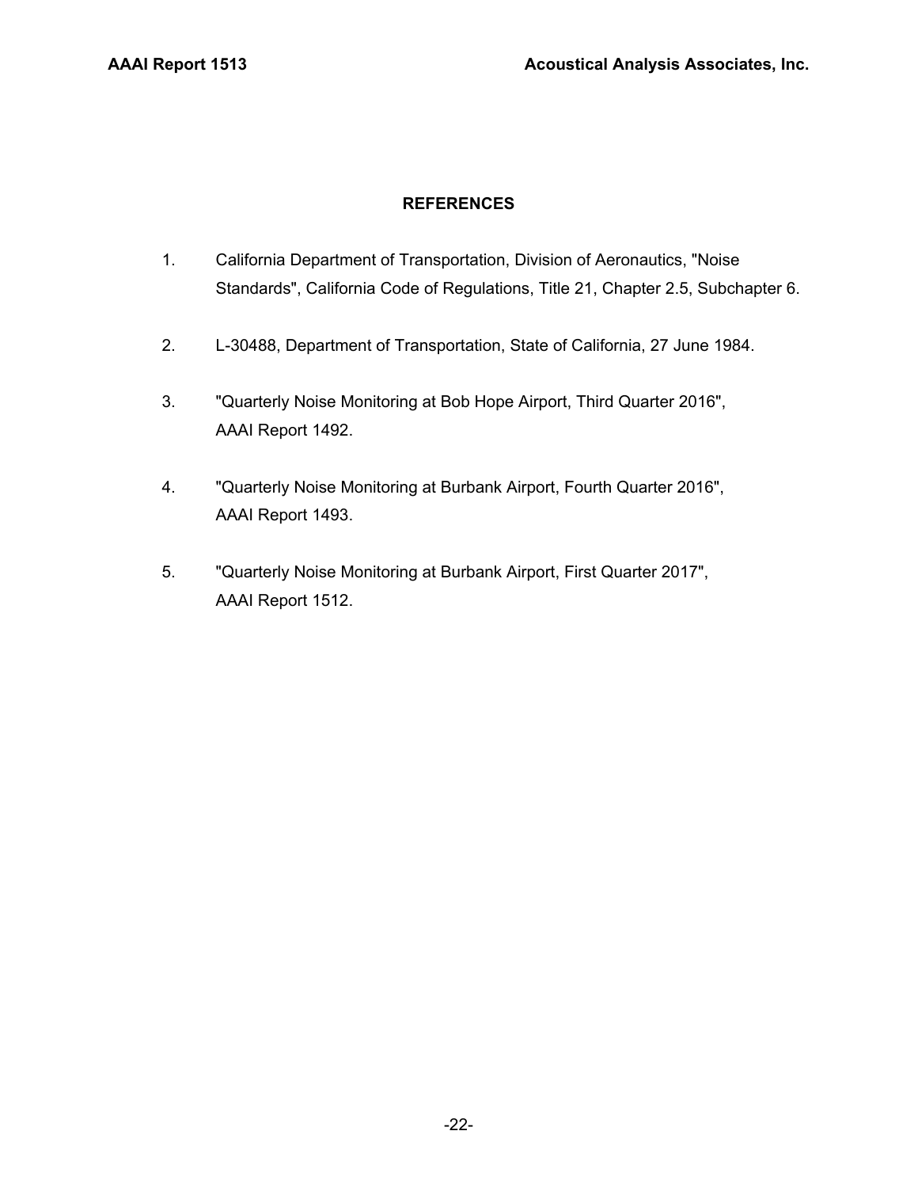## REFERENCES

1. California Department of Transportation, Division of Aeronautics, "Noise Standards", California Code of Regulations, Title 21, Chapter 2.5, Subchapter 6.

2. L-30488, Department of Transportation, State of California, 27 June 1984.

3. "Quarterly Noise Monitoring at Bob Hope Airport, Third Quarter 2016", AAAI Report 1492.

4. "Quarterly Noise Monitoring at Burbank Airport, Fourth Quarter 2016", AAAI Report 1493.

5. "Quarterly Noise Monitoring at Burbank Airport, First Quarter 2017", AAAI Report 1512.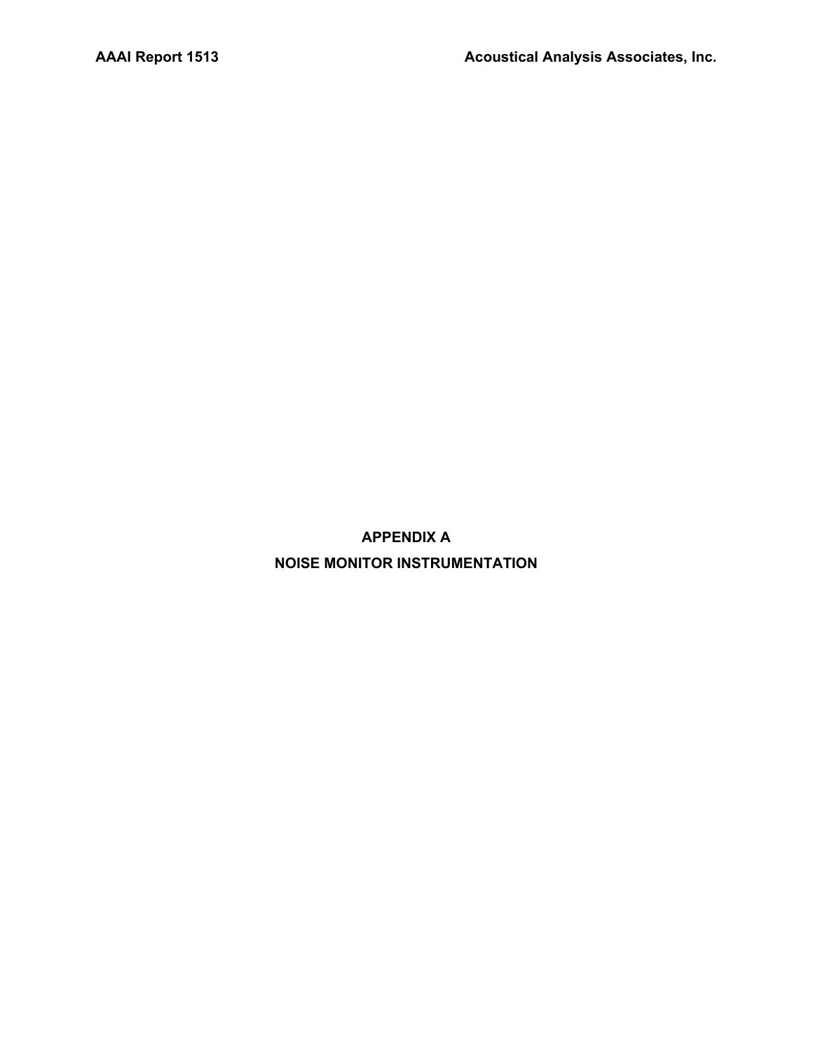# APPENDIX A

# NOISE MONITOR INSTRUMENTATION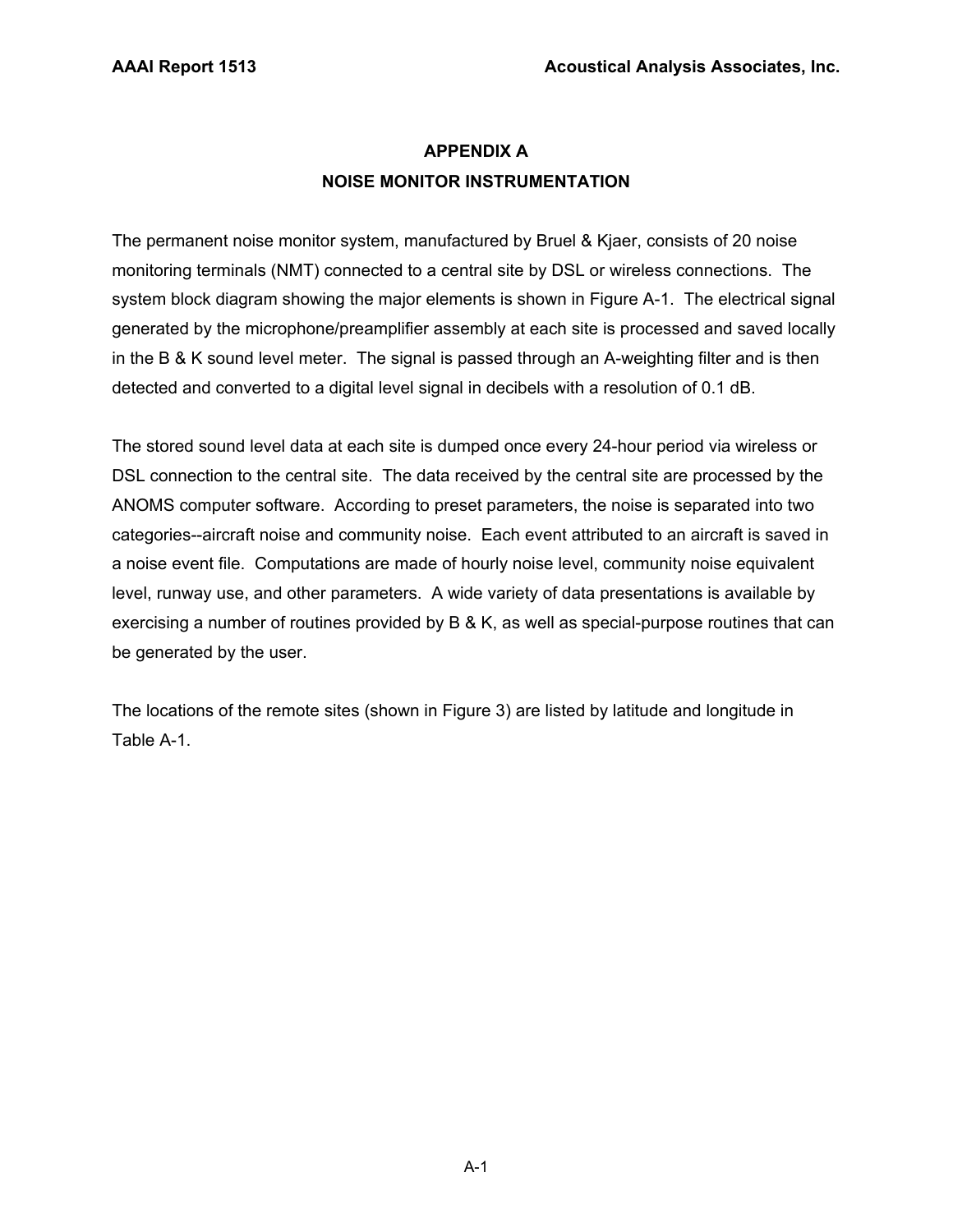# APPENDIX A
## NOISE MONITOR INSTRUMENTATION

The permanent noise monitor system, manufactured by Bruel & Kjaer, consists of 20 noise monitoring terminals (NMT) connected to a central site by DSL or wireless connections. The system block diagram showing the major elements is shown in Figure A-1. The electrical signal generated by the microphone/preamplifier assembly at each site is processed and saved locally in the B & K sound level meter. The signal is passed through an A-weighting filter and is then detected and converted to a digital level signal in decibels with a resolution of 0.1 dB.

The stored sound level data at each site is dumped once every 24-hour period via wireless or DSL connection to the central site. The data received by the central site are processed by the ANOMS computer software. According to preset parameters, the noise is separated into two categories--aircraft noise and community noise. Each event attributed to an aircraft is saved in a noise event file. Computations are made of hourly noise level, community noise equivalent level, runway use, and other parameters. A wide variety of data presentations is available by exercising a number of routines provided by B & K, as well as special-purpose routines that can be generated by the user.

The locations of the remote sites (shown in Figure 3) are listed by latitude and longitude in Table A-1.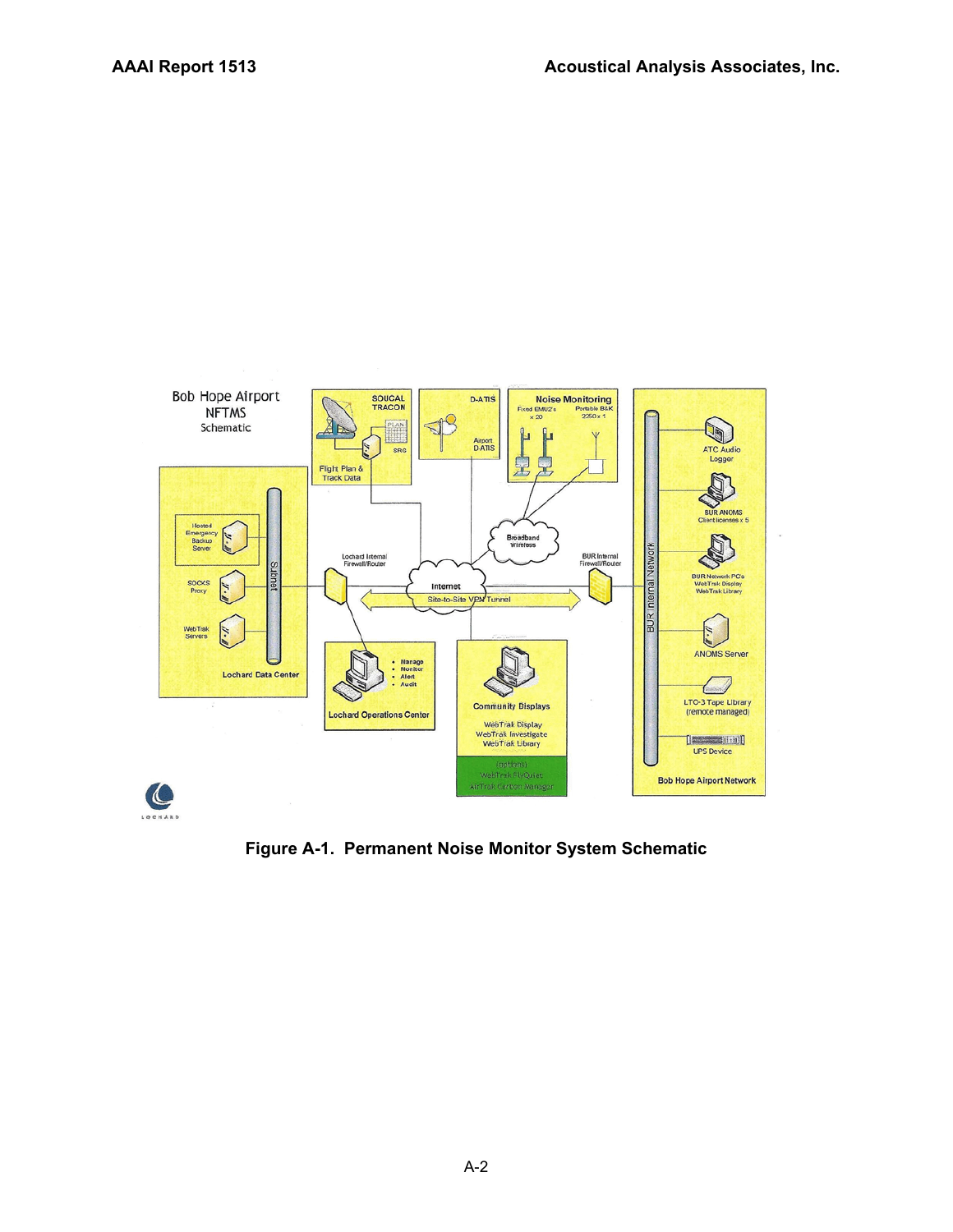**Figure A-1. Permanent Noise Monitor System Schematic**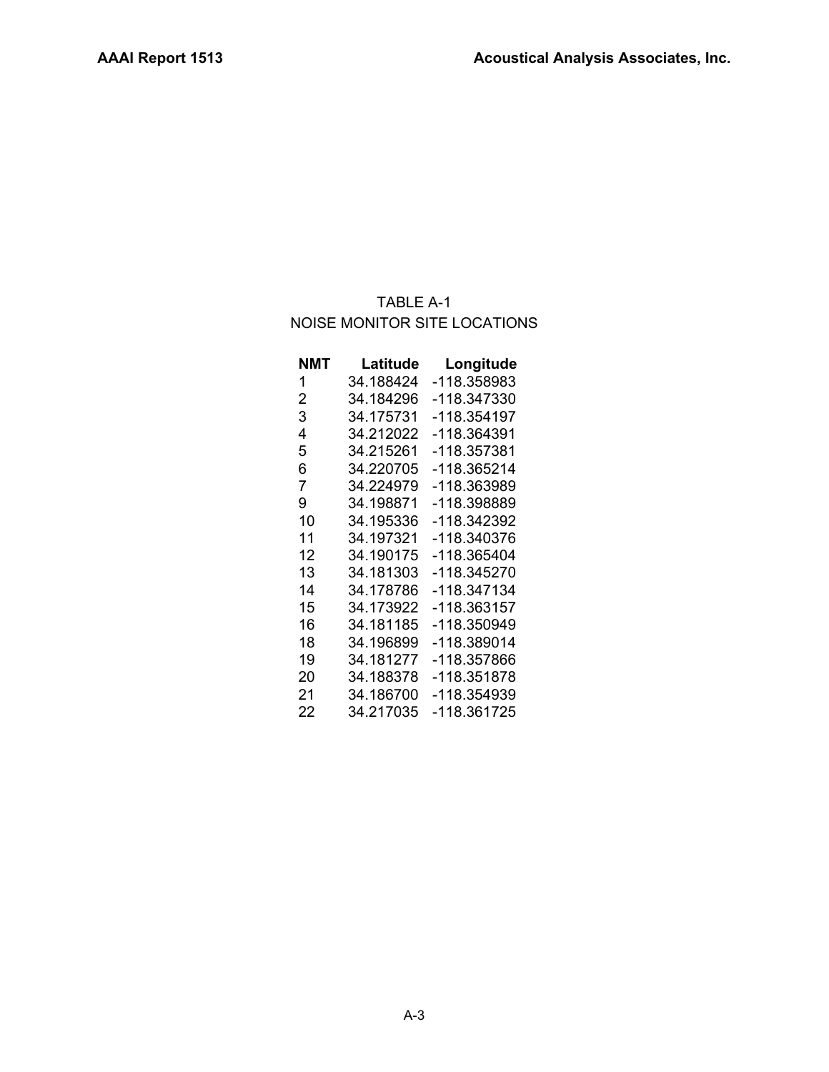TABLE A-1

NOISE MONITOR SITE LOCATIONS

| NMT | Latitude | Longitude |
|---|---|---|
| 1 | 34.188424 | -118.358983 |
| 2 | 34.184296 | -118.347330 |
| 3 | 34.175731 | -118.354197 |
| 4 | 34.212022 | -118.364391 |
| 5 | 34.215261 | -118.357381 |
| 6 | 34.220705 | -118.365214 |
| 7 | 34.224979 | -118.363989 |
| 9 | 34.198871 | -118.398889 |
| 10 | 34.195336 | -118.342392 |
| 11 | 34.197321 | -118.340376 |
| 12 | 34.190175 | -118.365404 |
| 13 | 34.181303 | -118.345270 |
| 14 | 34.178786 | -118.347134 |
| 15 | 34.173922 | -118.363157 |
| 16 | 34.181185 | -118.350949 |
| 18 | 34.196899 | -118.389014 |
| 19 | 34.181277 | -118.357866 |
| 20 | 34.188378 | -118.351878 |
| 21 | 34.186700 | -118.354939 |
| 22 | 34.217035 | -118.361725 |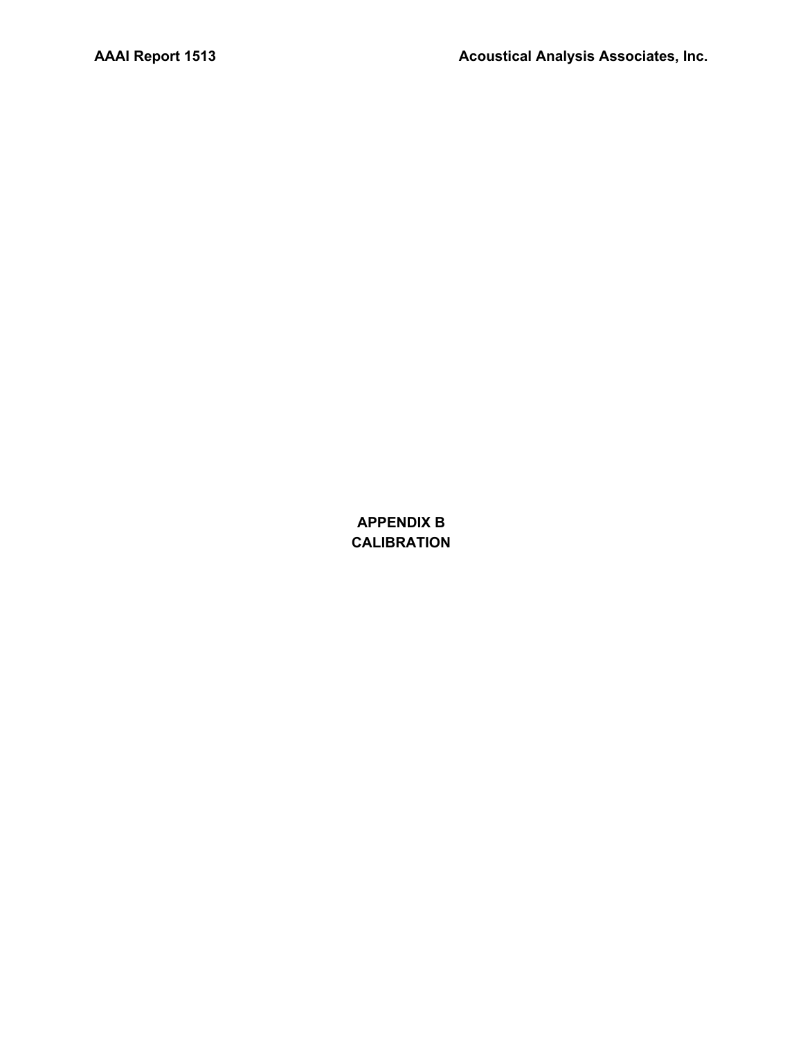# APPENDIX B
# CALIBRATION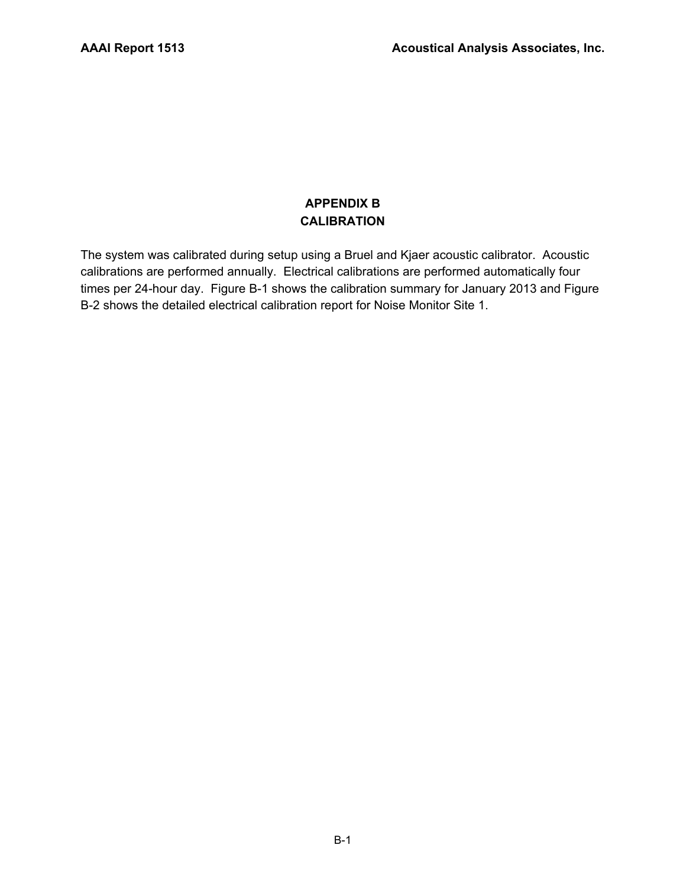# APPENDIX B
# CALIBRATION

The system was calibrated during setup using a Bruel and Kjaer acoustic calibrator. Acoustic calibrations are performed annually. Electrical calibrations are performed automatically four times per 24-hour day. Figure B-1 shows the calibration summary for January 2013 and Figure B-2 shows the detailed electrical calibration report for Noise Monitor Site 1.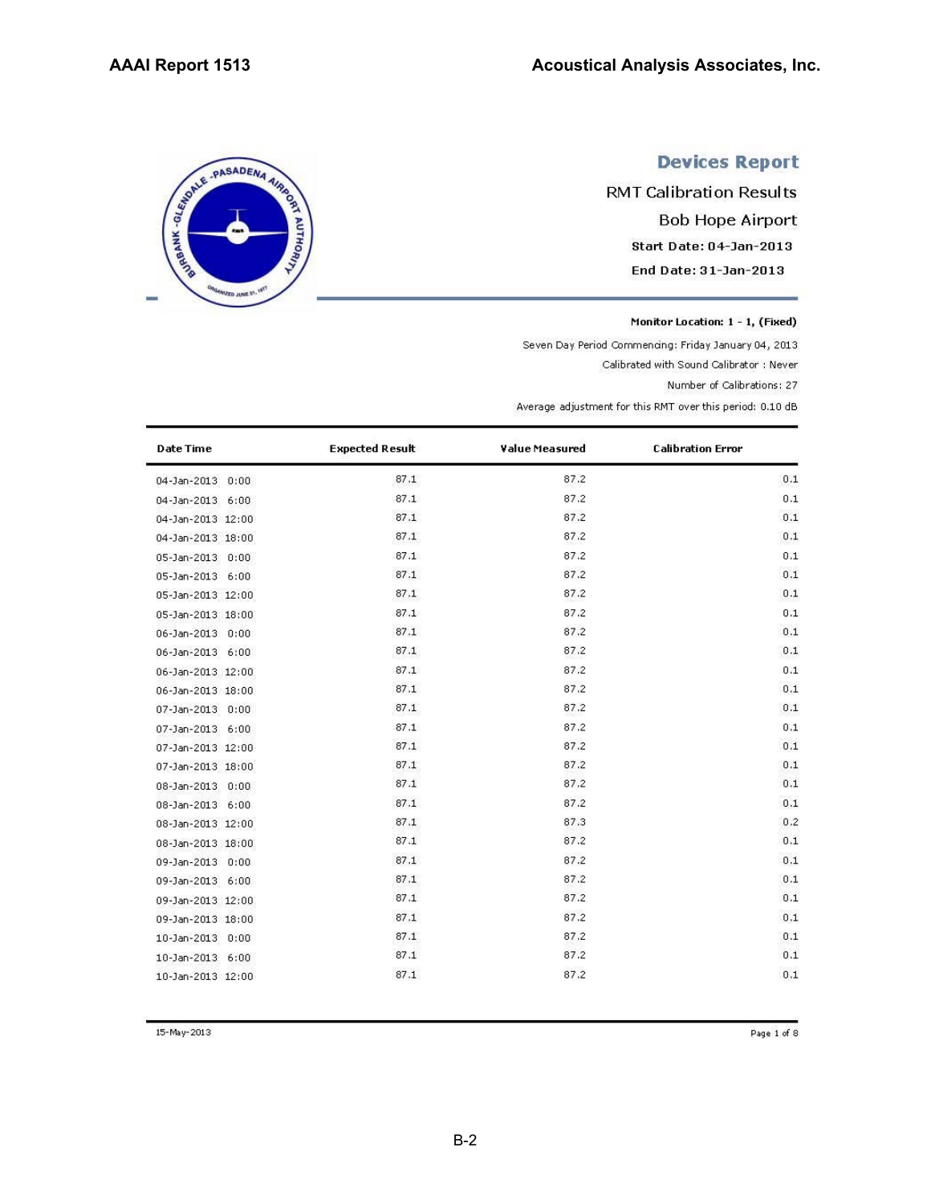# Devices Report

RMT Calibration Results

Bob Hope Airport

Start Date: 04-Jan-2013

End Date: 31-Jan-2013

**Monitor Location: 1 - 1, (Fixed)**

Seven Day Period Commencing: Friday January 04, 2013

Calibrated with Sound Calibrator : Never

Number of Calibrations: 27

Average adjustment for this RMT over this period: 0.10 dB

| Date Time | Expected Result | Value Measured | Calibration Error |
|---|---|---|---|
| 04-Jan-2013 0:00 | 87.1 | 87.2 | 0.1 |
| 04-Jan-2013 6:00 | 87.1 | 87.2 | 0.1 |
| 04-Jan-2013 12:00 | 87.1 | 87.2 | 0.1 |
| 04-Jan-2013 18:00 | 87.1 | 87.2 | 0.1 |
| 05-Jan-2013 0:00 | 87.1 | 87.2 | 0.1 |
| 05-Jan-2013 6:00 | 87.1 | 87.2 | 0.1 |
| 05-Jan-2013 12:00 | 87.1 | 87.2 | 0.1 |
| 05-Jan-2013 18:00 | 87.1 | 87.2 | 0.1 |
| 06-Jan-2013 0:00 | 87.1 | 87.2 | 0.1 |
| 06-Jan-2013 6:00 | 87.1 | 87.2 | 0.1 |
| 06-Jan-2013 12:00 | 87.1 | 87.2 | 0.1 |
| 06-Jan-2013 18:00 | 87.1 | 87.2 | 0.1 |
| 07-Jan-2013 0:00 | 87.1 | 87.2 | 0.1 |
| 07-Jan-2013 6:00 | 87.1 | 87.2 | 0.1 |
| 07-Jan-2013 12:00 | 87.1 | 87.2 | 0.1 |
| 07-Jan-2013 18:00 | 87.1 | 87.2 | 0.1 |
| 08-Jan-2013 0:00 | 87.1 | 87.2 | 0.1 |
| 08-Jan-2013 6:00 | 87.1 | 87.2 | 0.1 |
| 08-Jan-2013 12:00 | 87.1 | 87.3 | 0.2 |
| 08-Jan-2013 18:00 | 87.1 | 87.2 | 0.1 |
| 09-Jan-2013 0:00 | 87.1 | 87.2 | 0.1 |
| 09-Jan-2013 6:00 | 87.1 | 87.2 | 0.1 |
| 09-Jan-2013 12:00 | 87.1 | 87.2 | 0.1 |
| 09-Jan-2013 18:00 | 87.1 | 87.2 | 0.1 |
| 10-Jan-2013 0:00 | 87.1 | 87.2 | 0.1 |
| 10-Jan-2013 6:00 | 87.1 | 87.2 | 0.1 |
| 10-Jan-2013 12:00 | 87.1 | 87.2 | 0.1 |

15-May-2013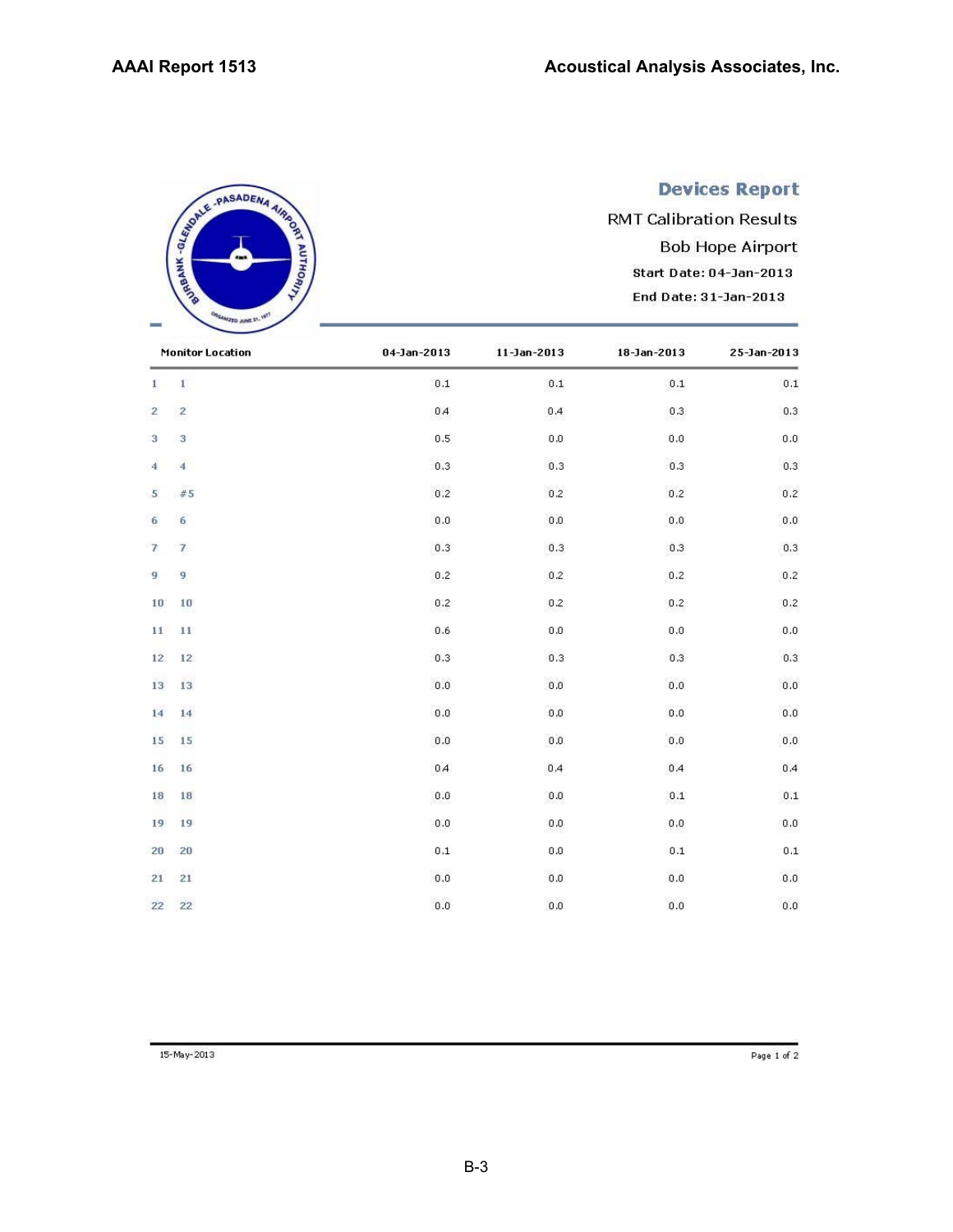# Devices Report

RMT Calibration Results

Bob Hope Airport

Start Date: 04-Jan-2013

End Date: 31-Jan-2013

| Monitor Location | | 04-Jan-2013 | 11-Jan-2013 | 18-Jan-2013 | 25-Jan-2013 |
|---|---|---|---|---|---|
| 1 | 1 | 0.1 | 0.1 | 0.1 | 0.1 |
| 2 | 2 | 0.4 | 0.4 | 0.3 | 0.3 |
| 3 | 3 | 0.5 | 0.0 | 0.0 | 0.0 |
| 4 | 4 | 0.3 | 0.3 | 0.3 | 0.3 |
| 5 | #5 | 0.2 | 0.2 | 0.2 | 0.2 |
| 6 | 6 | 0.0 | 0.0 | 0.0 | 0.0 |
| 7 | 7 | 0.3 | 0.3 | 0.3 | 0.3 |
| 9 | 9 | 0.2 | 0.2 | 0.2 | 0.2 |
| 10 | 10 | 0.2 | 0.2 | 0.2 | 0.2 |
| 11 | 11 | 0.6 | 0.0 | 0.0 | 0.0 |
| 12 | 12 | 0.3 | 0.3 | 0.3 | 0.3 |
| 13 | 13 | 0.0 | 0.0 | 0.0 | 0.0 |
| 14 | 14 | 0.0 | 0.0 | 0.0 | 0.0 |
| 15 | 15 | 0.0 | 0.0 | 0.0 | 0.0 |
| 16 | 16 | 0.4 | 0.4 | 0.4 | 0.4 |
| 18 | 18 | 0.0 | 0.0 | 0.1 | 0.1 |
| 19 | 19 | 0.0 | 0.0 | 0.0 | 0.0 |
| 20 | 20 | 0.1 | 0.0 | 0.1 | 0.1 |
| 21 | 21 | 0.0 | 0.0 | 0.0 | 0.0 |
| 22 | 22 | 0.0 | 0.0 | 0.0 | 0.0 |

15-May-2013